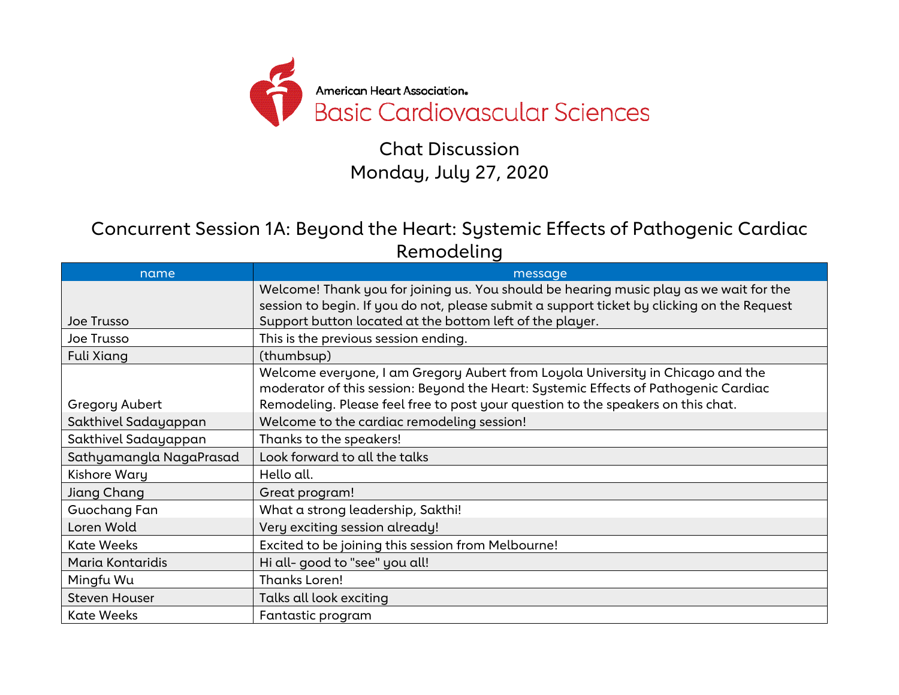American Heart Association.
Basic Cardiovascular Sciences

# Chat Discussion
## Monday, July 27, 2020

## Concurrent Session 1A: Beyond the Heart: Systemic Effects of Pathogenic Cardiac Remodeling

| name | message |
|---|---|
| Joe Trusso | Welcome! Thank you for joining us. You should be hearing music play as we wait for the session to begin. If you do not, please submit a support ticket by clicking on the Request Support button located at the bottom left of the player. |
| Joe Trusso | This is the previous session ending. |
| Fuli Xiang | (thumbsup) |
| Gregory Aubert | Welcome everyone, I am Gregory Aubert from Loyola University in Chicago and the moderator of this session: Beyond the Heart: Systemic Effects of Pathogenic Cardiac Remodeling. Please feel free to post your question to the speakers on this chat. |
| Sakthivel Sadayappan | Welcome to the cardiac remodeling session! |
| Sakthivel Sadayappan | Thanks to the speakers! |
| Sathyamangla NagaPrasad | Look forward to all the talks |
| Kishore Wary | Hello all. |
| Jiang Chang | Great program! |
| Guochang Fan | What a strong leadership, Sakthi! |
| Loren Wold | Very exciting session already! |
| Kate Weeks | Excited to be joining this session from Melbourne! |
| Maria Kontaridis | Hi all- good to "see" you all! |
| Mingfu Wu | Thanks Loren! |
| Steven Houser | Talks all look exciting |
| Kate Weeks | Fantastic program |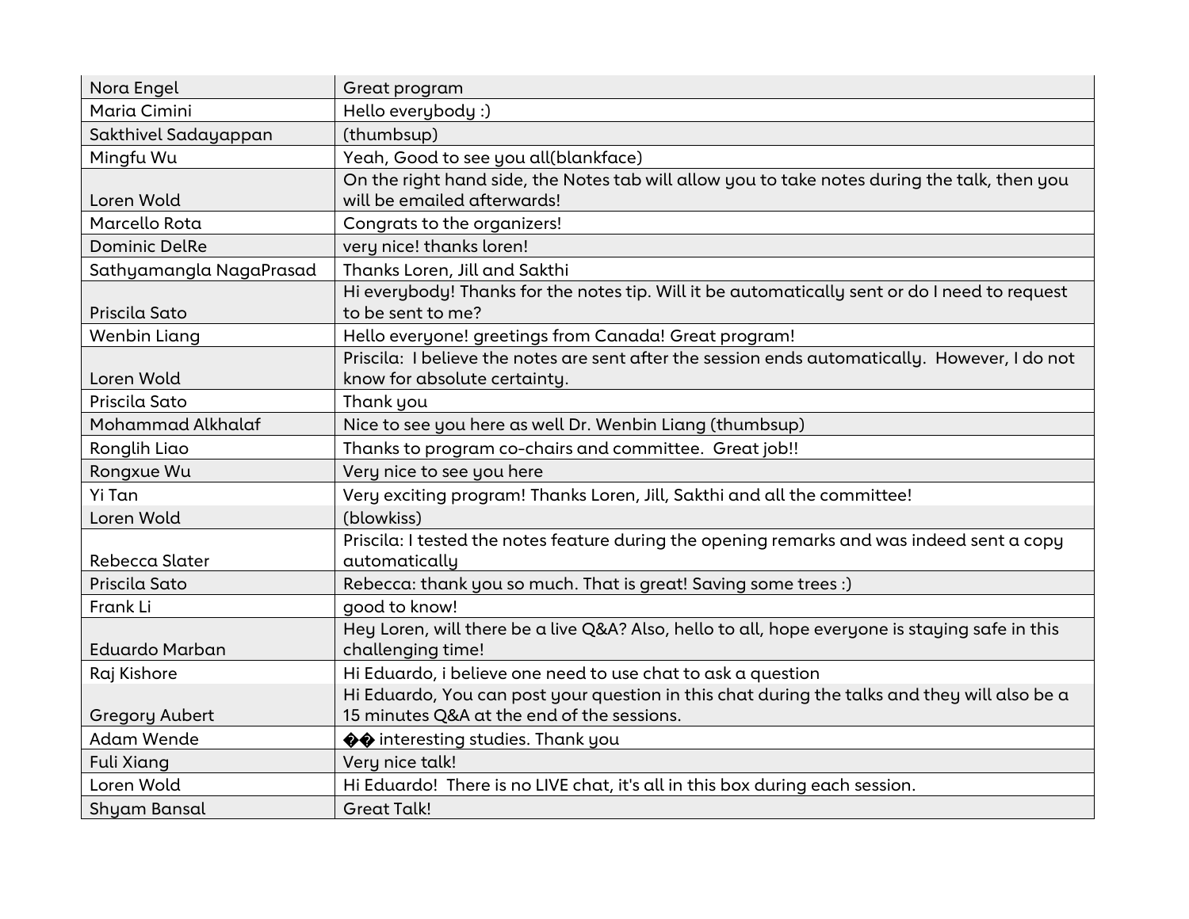| | |
|---|---|
| Nora Engel | Great program |
| Maria Cimini | Hello everybody :) |
| Sakthivel Sadayappan | (thumbsup) |
| Mingfu Wu | Yeah, Good to see you all(blankface) |
| Loren Wold | On the right hand side, the Notes tab will allow you to take notes during the talk, then you will be emailed afterwards! |
| Marcello Rota | Congrats to the organizers! |
| Dominic DelRe | very nice! thanks loren! |
| Sathyamangla NagaPrasad | Thanks Loren, Jill and Sakthi |
| Priscila Sato | Hi everybody! Thanks for the notes tip. Will it be automatically sent or do I need to request to be sent to me? |
| Wenbin Liang | Hello everyone! greetings from Canada! Great program! |
| Loren Wold | Priscila: I believe the notes are sent after the session ends automatically. However, I do not know for absolute certainty. |
| Priscila Sato | Thank you |
| Mohammad Alkhalaf | Nice to see you here as well Dr. Wenbin Liang (thumbsup) |
| Ronglih Liao | Thanks to program co-chairs and committee. Great job!! |
| Rongxue Wu | Very nice to see you here |
| Yi Tan | Very exciting program! Thanks Loren, Jill, Sakthi and all the committee! |
| Loren Wold | (blowkiss) |
| Rebecca Slater | Priscila: I tested the notes feature during the opening remarks and was indeed sent a copy automatically |
| Priscila Sato | Rebecca: thank you so much. That is great! Saving some trees :) |
| Frank Li | good to know! |
| Eduardo Marban | Hey Loren, will there be a live Q&A? Also, hello to all, hope everyone is staying safe in this challenging time! |
| Raj Kishore | Hi Eduardo, i believe one need to use chat to ask a question |
| Gregory Aubert | Hi Eduardo, You can post your question in this chat during the talks and they will also be a 15 minutes Q&A at the end of the sessions. |
| Adam Wende | �� interesting studies. Thank you |
| Fuli Xiang | Very nice talk! |
| Loren Wold | Hi Eduardo! There is no LIVE chat, it's all in this box during each session. |
| Shyam Bansal | Great Talk! |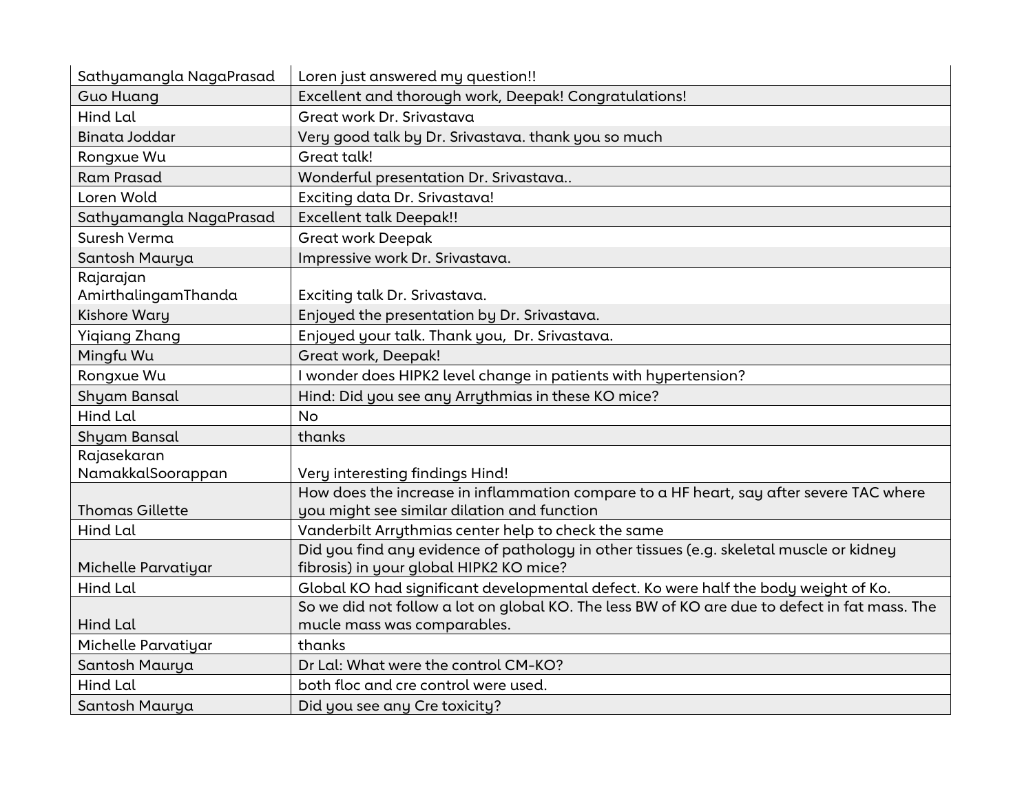| Sathyamangla NagaPrasad | Loren just answered my question!! |
|---|---|
| Guo Huang | Excellent and thorough work, Deepak! Congratulations! |
| Hind Lal | Great work Dr. Srivastava |
| Binata Joddar | Very good talk by Dr. Srivastava. thank you so much |
| Rongxue Wu | Great talk! |
| Ram Prasad | Wonderful presentation Dr. Srivastava.. |
| Loren Wold | Exciting data Dr. Srivastava! |
| Sathyamangla NagaPrasad | Excellent talk Deepak!! |
| Suresh Verma | Great work Deepak |
| Santosh Maurya | Impressive work Dr. Srivastava. |
| Rajarajan AmirthalingamThanda | Exciting talk Dr. Srivastava. |
| Kishore Wary | Enjoyed the presentation by Dr. Srivastava. |
| Yiqiang Zhang | Enjoyed your talk. Thank you, Dr. Srivastava. |
| Mingfu Wu | Great work, Deepak! |
| Rongxue Wu | I wonder does HIPK2 level change in patients with hypertension? |
| Shyam Bansal | Hind: Did you see any Arrythmias in these KO mice? |
| Hind Lal | No |
| Shyam Bansal | thanks |
| Rajasekaran NamakkalSoorappan | Very interesting findings Hind! |
| Thomas Gillette | How does the increase in inflammation compare to a HF heart, say after severe TAC where you might see similar dilation and function |
| Hind Lal | Vanderbilt Arrythmias center help to check the same |
| Michelle Parvatiyar | Did you find any evidence of pathology in other tissues (e.g. skeletal muscle or kidney fibrosis) in your global HIPK2 KO mice? |
| Hind Lal | Global KO had significant developmental defect. Ko were half the body weight of Ko. |
| Hind Lal | So we did not follow a lot on global KO. The less BW of KO are due to defect in fat mass. The mucle mass was comparables. |
| Michelle Parvatiyar | thanks |
| Santosh Maurya | Dr Lal: What were the control CM-KO? |
| Hind Lal | both floc and cre control were used. |
| Santosh Maurya | Did you see any Cre toxicity? |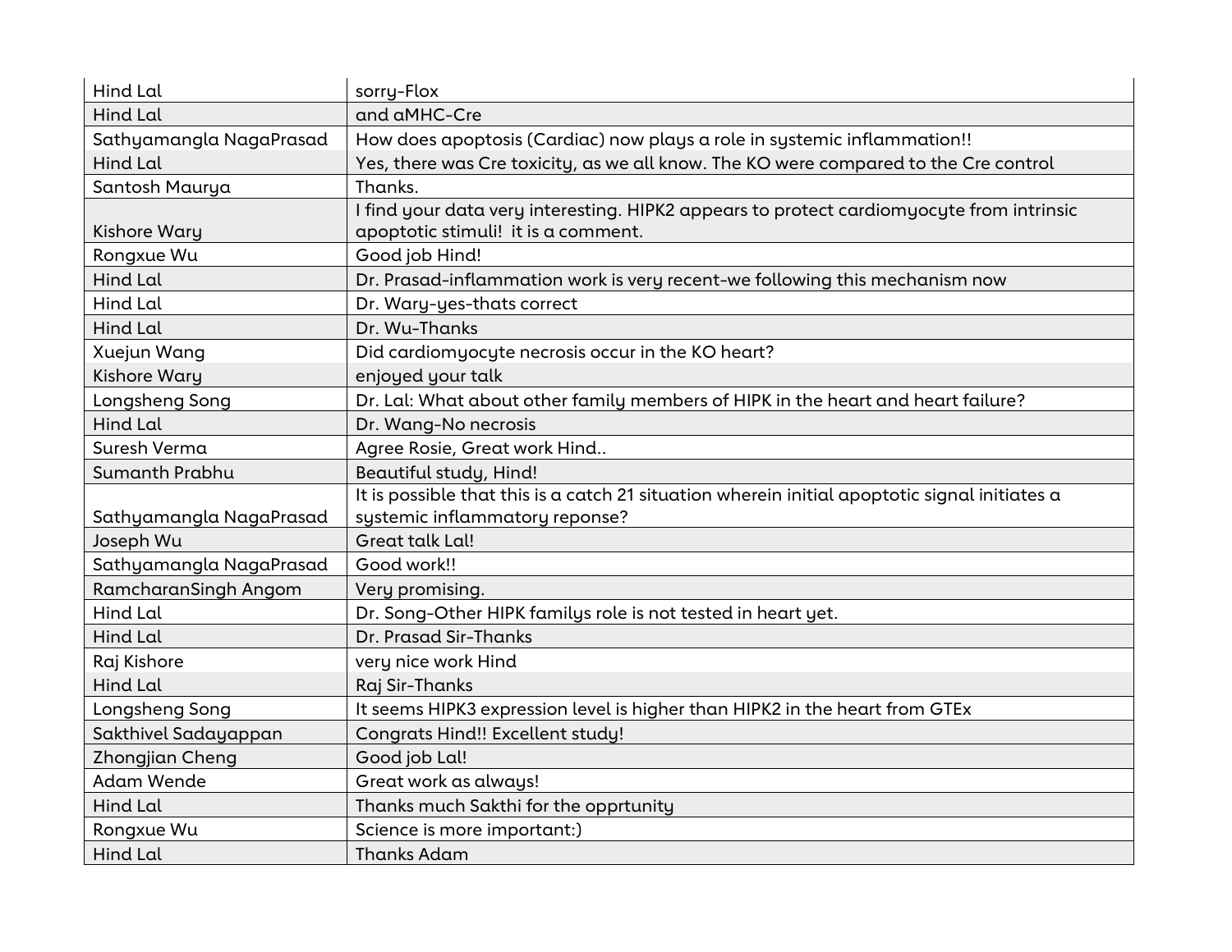| Hind Lal | sorry-Flox |
|---|---|
| Hind Lal | and aMHC-Cre |
| Sathyamangla NagaPrasad | How does apoptosis (Cardiac) now plays a role in systemic inflammation!! |
| Hind Lal | Yes, there was Cre toxicity, as we all know. The KO were compared to the Cre control |
| Santosh Maurya | Thanks. |
| Kishore Wary | I find your data very interesting. HIPK2 appears to protect cardiomyocyte from intrinsic apoptotic stimuli! it is a comment. |
| Rongxue Wu | Good job Hind! |
| Hind Lal | Dr. Prasad-inflammation work is very recent-we following this mechanism now |
| Hind Lal | Dr. Wary-yes-thats correct |
| Hind Lal | Dr. Wu-Thanks |
| Xuejun Wang | Did cardiomyocyte necrosis occur in the KO heart? |
| Kishore Wary | enjoyed your talk |
| Longsheng Song | Dr. Lal: What about other family members of HIPK in the heart and heart failure? |
| Hind Lal | Dr. Wang-No necrosis |
| Suresh Verma | Agree Rosie, Great work Hind.. |
| Sumanth Prabhu | Beautiful study, Hind! |
| Sathyamangla NagaPrasad | It is possible that this is a catch 21 situation wherein initial apoptotic signal initiates a systemic inflammatory reponse? |
| Joseph Wu | Great talk Lal! |
| Sathyamangla NagaPrasad | Good work!! |
| RamcharanSingh Angom | Very promising. |
| Hind Lal | Dr. Song-Other HIPK familys role is not tested in heart yet. |
| Hind Lal | Dr. Prasad Sir-Thanks |
| Raj Kishore | very nice work Hind |
| Hind Lal | Raj Sir-Thanks |
| Longsheng Song | It seems HIPK3 expression level is higher than HIPK2 in the heart from GTEx |
| Sakthivel Sadayappan | Congrats Hind!! Excellent study! |
| Zhongjian Cheng | Good job Lal! |
| Adam Wende | Great work as always! |
| Hind Lal | Thanks much Sakthi for the opprtunity |
| Rongxue Wu | Science is more important:) |
| Hind Lal | Thanks Adam |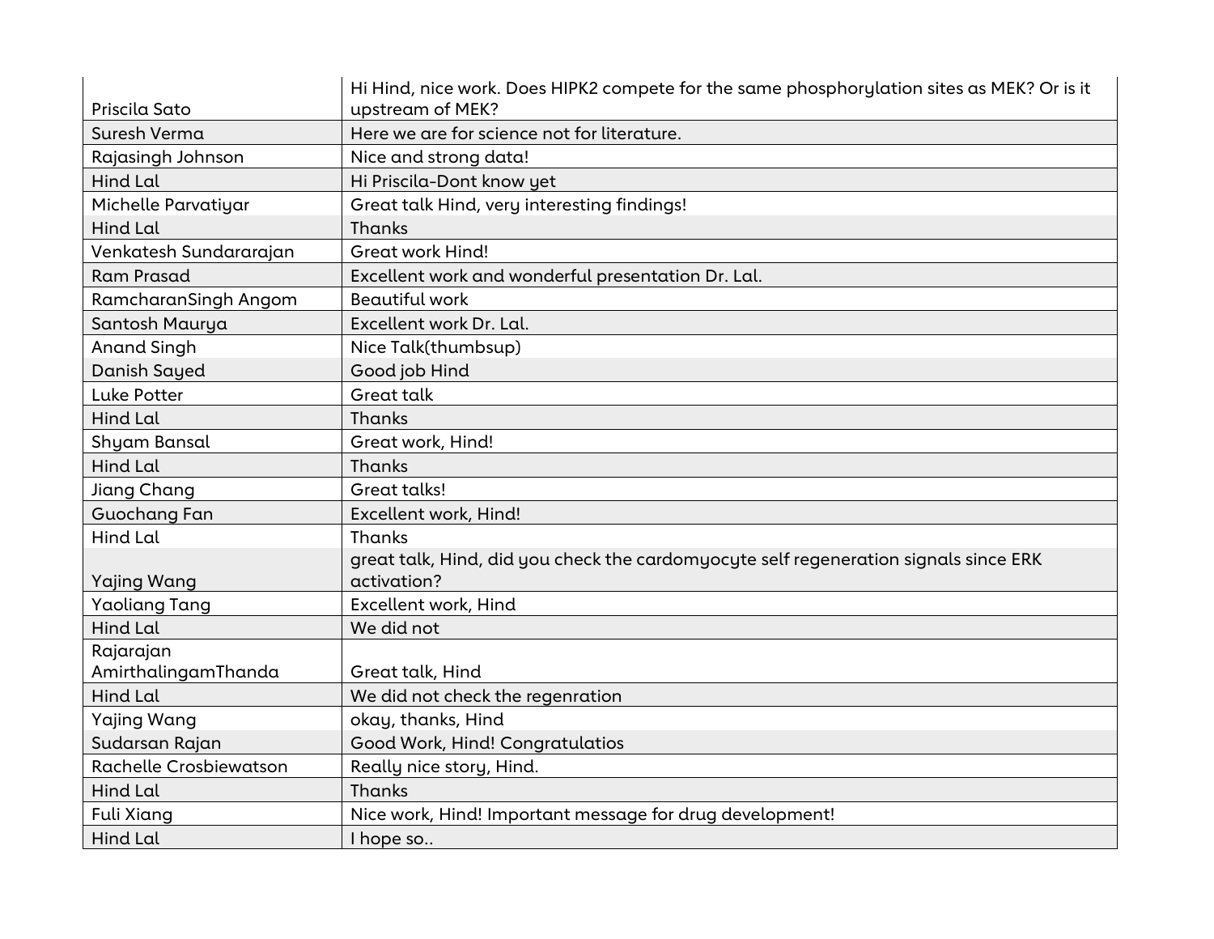| | |
|---|---|
| Priscila Sato | Hi Hind, nice work. Does HIPK2 compete for the same phosphorylation sites as MEK? Or is it upstream of MEK? |
| Suresh Verma | Here we are for science not for literature. |
| Rajasingh Johnson | Nice and strong data! |
| Hind Lal | Hi Priscila-Dont know yet |
| Michelle Parvatiyar | Great talk Hind, very interesting findings! |
| Hind Lal | Thanks |
| Venkatesh Sundararajan | Great work Hind! |
| Ram Prasad | Excellent work and wonderful presentation Dr. Lal. |
| RamcharanSingh Angom | Beautiful work |
| Santosh Maurya | Excellent work Dr. Lal. |
| Anand Singh | Nice Talk(thumbsup) |
| Danish Sayed | Good job Hind |
| Luke Potter | Great talk |
| Hind Lal | Thanks |
| Shyam Bansal | Great work, Hind! |
| Hind Lal | Thanks |
| Jiang Chang | Great talks! |
| Guochang Fan | Excellent work, Hind! |
| Hind Lal | Thanks |
| Yajing Wang | great talk, Hind, did you check the cardomyocyte self regeneration signals since ERK activation? |
| Yaoliang Tang | Excellent work, Hind |
| Hind Lal | We did not |
| Rajarajan AmirthalingamThanda | Great talk, Hind |
| Hind Lal | We did not check the regenration |
| Yajing Wang | okay, thanks, Hind |
| Sudarsan Rajan | Good Work, Hind! Congratulatios |
| Rachelle Crosbiewatson | Really nice story, Hind. |
| Hind Lal | Thanks |
| Fuli Xiang | Nice work, Hind! Important message for drug development! |
| Hind Lal | I hope so.. |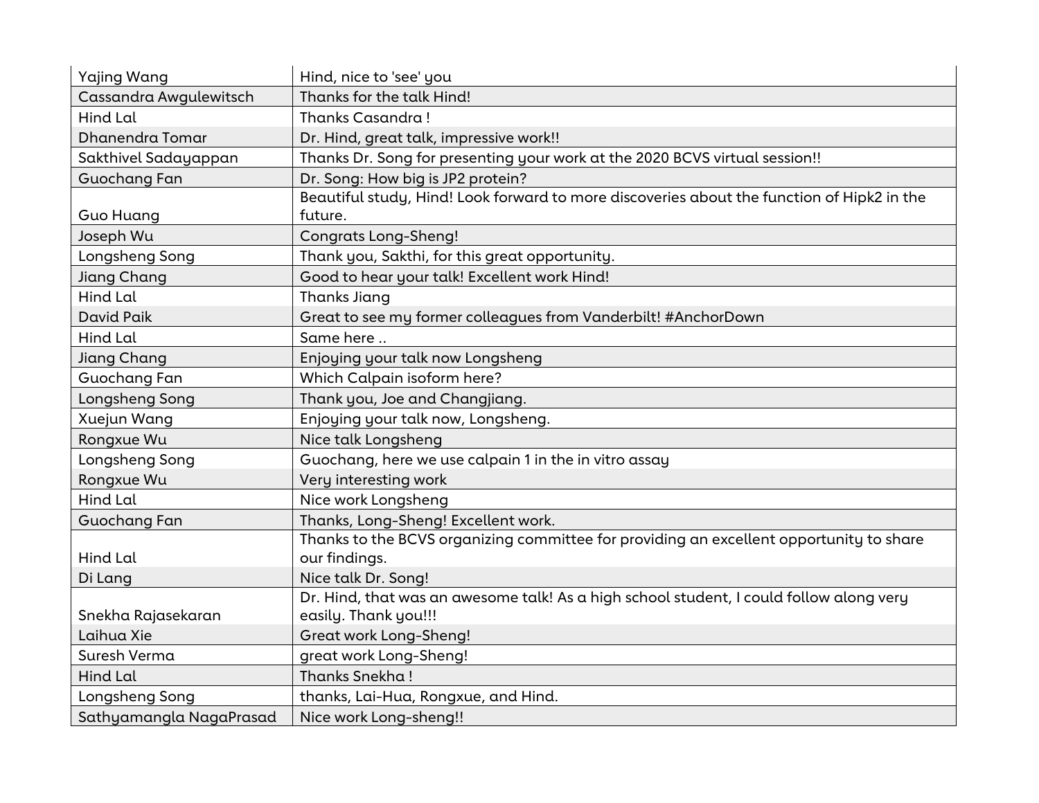| Yajing Wang | Hind, nice to 'see' you |
|---|---|
| Cassandra Awgulewitsch | Thanks for the talk Hind! |
| Hind Lal | Thanks Casandra ! |
| Dhanendra Tomar | Dr. Hind, great talk, impressive work!! |
| Sakthivel Sadayappan | Thanks Dr. Song for presenting your work at the 2020 BCVS virtual session!! |
| Guochang Fan | Dr. Song: How big is JP2 protein? |
| Guo Huang | Beautiful study, Hind! Look forward to more discoveries about the function of Hipk2 in the future. |
| Joseph Wu | Congrats Long-Sheng! |
| Longsheng Song | Thank you, Sakthi, for this great opportunity. |
| Jiang Chang | Good to hear your talk! Excellent work Hind! |
| Hind Lal | Thanks Jiang |
| David Paik | Great to see my former colleagues from Vanderbilt! #AnchorDown |
| Hind Lal | Same here .. |
| Jiang Chang | Enjoying your talk now Longsheng |
| Guochang Fan | Which Calpain isoform here? |
| Longsheng Song | Thank you, Joe and Changjiang. |
| Xuejun Wang | Enjoying your talk now, Longsheng. |
| Rongxue Wu | Nice talk Longsheng |
| Longsheng Song | Guochang, here we use calpain 1 in the in vitro assay |
| Rongxue Wu | Very interesting work |
| Hind Lal | Nice work Longsheng |
| Guochang Fan | Thanks, Long-Sheng! Excellent work. |
| Hind Lal | Thanks to the BCVS organizing committee for providing an excellent opportunity to share our findings. |
| Di Lang | Nice talk Dr. Song! |
| Snekha Rajasekaran | Dr. Hind, that was an awesome talk! As a high school student, I could follow along very easily. Thank you!!! |
| Laihua Xie | Great work Long-Sheng! |
| Suresh Verma | great work Long-Sheng! |
| Hind Lal | Thanks Snekha ! |
| Longsheng Song | thanks, Lai-Hua, Rongxue, and Hind. |
| Sathyamangla NagaPrasad | Nice work Long-sheng!! |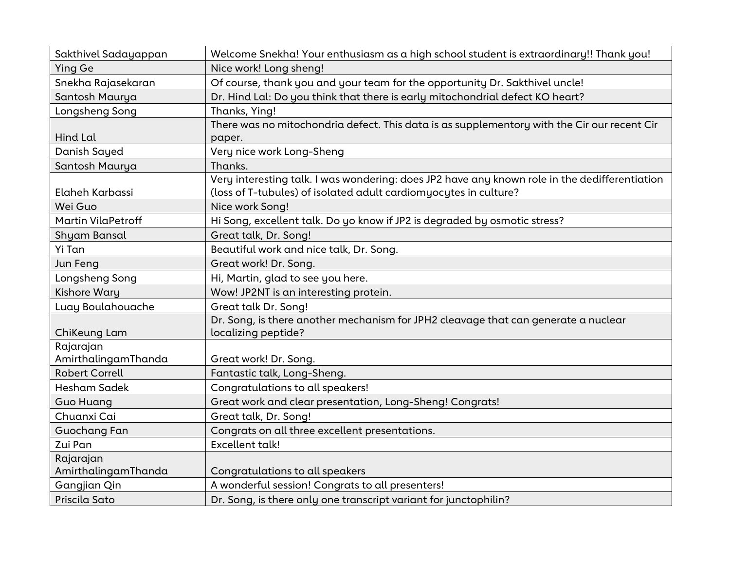| Sakthivel Sadayappan | Welcome Snekha! Your enthusiasm as a high school student is extraordinary!! Thank you! |
|---|---|
| Ying Ge | Nice work! Long sheng! |
| Snekha Rajasekaran | Of course, thank you and your team for the opportunity Dr. Sakthivel uncle! |
| Santosh Maurya | Dr. Hind Lal: Do you think that there is early mitochondrial defect KO heart? |
| Longsheng Song | Thanks, Ying! |
| Hind Lal | There was no mitochondria defect. This data is as supplementory with the Cir our recent Cir paper. |
| Danish Sayed | Very nice work Long-Sheng |
| Santosh Maurya | Thanks. |
| Elaheh Karbassi | Very interesting talk. I was wondering: does JP2 have any known role in the dedifferentiation (loss of T-tubules) of isolated adult cardiomyocytes in culture? |
| Wei Guo | Nice work Song! |
| Martin VilaPetroff | Hi Song, excellent talk. Do yo know if JP2 is degraded by osmotic stress? |
| Shyam Bansal | Great talk, Dr. Song! |
| Yi Tan | Beautiful work and nice talk, Dr. Song. |
| Jun Feng | Great work! Dr. Song. |
| Longsheng Song | Hi, Martin, glad to see you here. |
| Kishore Wary | Wow! JP2NT is an interesting protein. |
| Luay Boulahouache | Great talk Dr. Song! |
| ChiKeung Lam | Dr. Song, is there another mechanism for JPH2 cleavage that can generate a nuclear localizing peptide? |
| Rajarajan AmirthalingamThanda | Great work! Dr. Song. |
| Robert Correll | Fantastic talk, Long-Sheng. |
| Hesham Sadek | Congratulations to all speakers! |
| Guo Huang | Great work and clear presentation, Long-Sheng! Congrats! |
| Chuanxi Cai | Great talk, Dr. Song! |
| Guochang Fan | Congrats on all three excellent presentations. |
| Zui Pan | Excellent talk! |
| Rajarajan AmirthalingamThanda | Congratulations to all speakers |
| Gangjian Qin | A wonderful session! Congrats to all presenters! |
| Priscila Sato | Dr. Song, is there only one transcript variant for junctophilin? |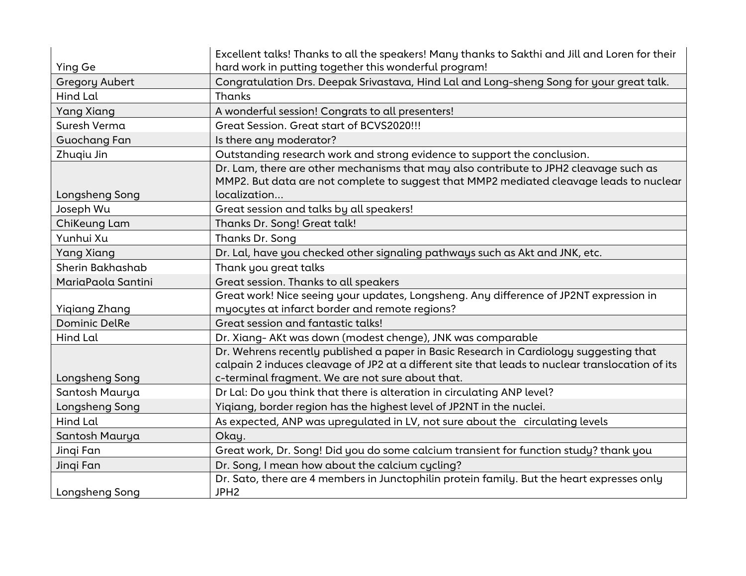| | |
|---|---|
| Ying Ge | Excellent talks! Thanks to all the speakers! Many thanks to Sakthi and Jill and Loren for their hard work in putting together this wonderful program! |
| Gregory Aubert | Congratulation Drs. Deepak Srivastava, Hind Lal and Long-sheng Song for your great talk. |
| Hind Lal | Thanks |
| Yang Xiang | A wonderful session! Congrats to all presenters! |
| Suresh Verma | Great Session. Great start of BCVS2020!!! |
| Guochang Fan | Is there any moderator? |
| Zhuqiu Jin | Outstanding research work and strong evidence to support the conclusion. |
| Longsheng Song | Dr. Lam, there are other mechanisms that may also contribute to JPH2 cleavage such as MMP2. But data are not complete to suggest that MMP2 mediated cleavage leads to nuclear localization... |
| Joseph Wu | Great session and talks by all speakers! |
| ChiKeung Lam | Thanks Dr. Song! Great talk! |
| Yunhui Xu | Thanks Dr. Song |
| Yang Xiang | Dr. Lal, have you checked other signaling pathways such as Akt and JNK, etc. |
| Sherin Bakhashab | Thank you great talks |
| MariaPaola Santini | Great session. Thanks to all speakers |
| Yiqiang Zhang | Great work! Nice seeing your updates, Longsheng. Any difference of JP2NT expression in myocytes at infarct border and remote regions? |
| Dominic DelRe | Great session and fantastic talks! |
| Hind Lal | Dr. Xiang- AKt was down (modest chenge), JNK was comparable |
| Longsheng Song | Dr. Wehrens recently published a paper in Basic Research in Cardiology suggesting that calpain 2 induces cleavage of JP2 at a different site that leads to nuclear translocation of its c-terminal fragment. We are not sure about that. |
| Santosh Maurya | Dr Lal: Do you think that there is alteration in circulating ANP level? |
| Longsheng Song | Yiqiang, border region has the highest level of JP2NT in the nuclei. |
| Hind Lal | As expected, ANP was upregulated in LV, not sure about the circulating levels |
| Santosh Maurya | Okay. |
| Jinqi Fan | Great work, Dr. Song! Did you do some calcium transient for function study? thank you |
| Jinqi Fan | Dr. Song, I mean how about the calcium cycling? |
| Longsheng Song | Dr. Sato, there are 4 members in Junctophilin protein family. But the heart expresses only JPH2 |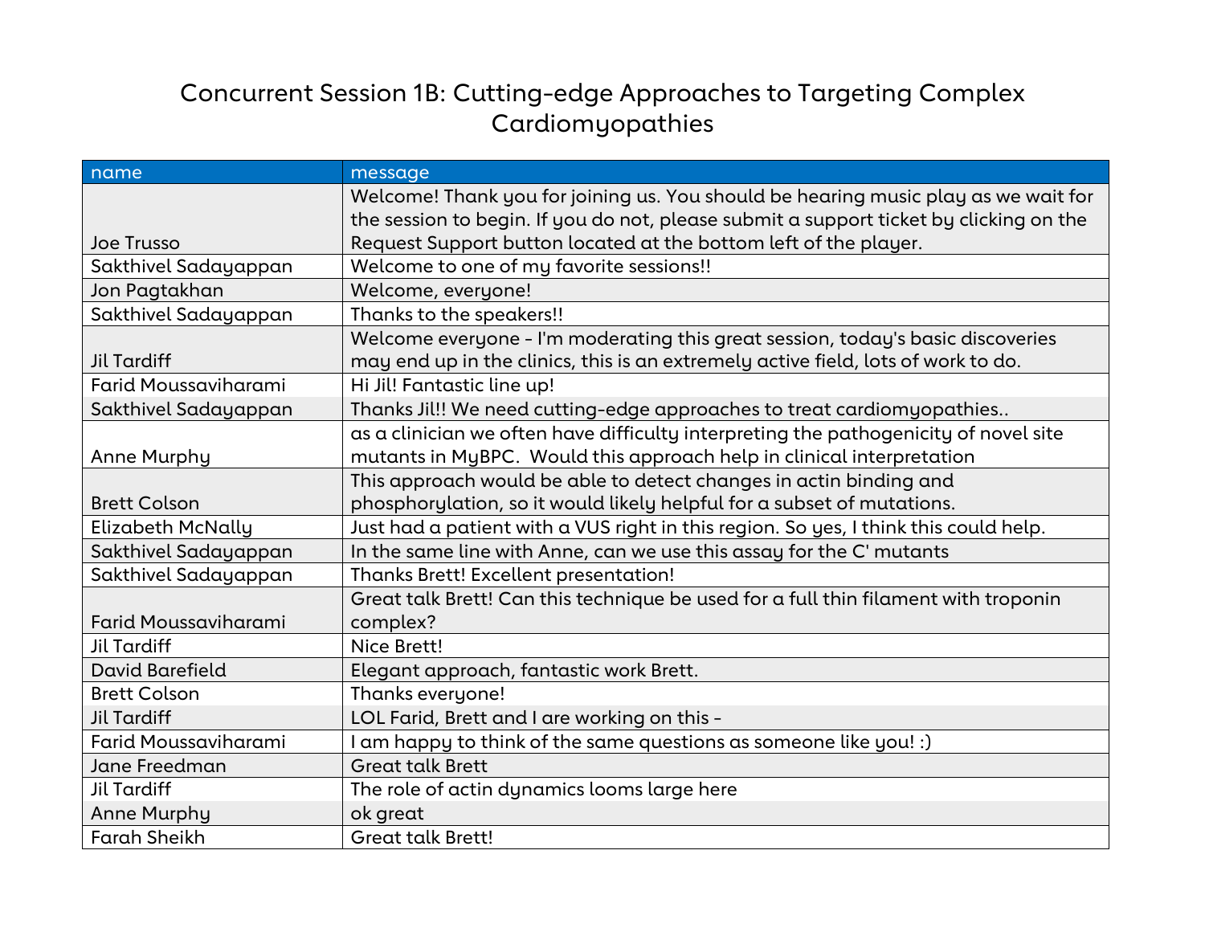# Concurrent Session 1B: Cutting-edge Approaches to Targeting Complex Cardiomyopathies

| name | message |
|---|---|
| Joe Trusso | Welcome! Thank you for joining us. You should be hearing music play as we wait for the session to begin. If you do not, please submit a support ticket by clicking on the Request Support button located at the bottom left of the player. |
| Sakthivel Sadayappan | Welcome to one of my favorite sessions!! |
| Jon Pagtakhan | Welcome, everyone! |
| Sakthivel Sadayappan | Thanks to the speakers!! |
| Jil Tardiff | Welcome everyone - I'm moderating this great session, today's basic discoveries may end up in the clinics, this is an extremely active field, lots of work to do. |
| Farid Moussaviharami | Hi Jil! Fantastic line up! |
| Sakthivel Sadayappan | Thanks Jil!! We need cutting-edge approaches to treat cardiomyopathies.. |
| Anne Murphy | as a clinician we often have difficulty interpreting the pathogenicity of novel site mutants in MyBPC. Would this approach help in clinical interpretation |
| Brett Colson | This approach would be able to detect changes in actin binding and phosphorylation, so it would likely helpful for a subset of mutations. |
| Elizabeth McNally | Just had a patient with a VUS right in this region. So yes, I think this could help. |
| Sakthivel Sadayappan | In the same line with Anne, can we use this assay for the C' mutants |
| Sakthivel Sadayappan | Thanks Brett! Excellent presentation! |
| Farid Moussaviharami | Great talk Brett! Can this technique be used for a full thin filament with troponin complex? |
| Jil Tardiff | Nice Brett! |
| David Barefield | Elegant approach, fantastic work Brett. |
| Brett Colson | Thanks everyone! |
| Jil Tardiff | LOL Farid, Brett and I are working on this - |
| Farid Moussaviharami | I am happy to think of the same questions as someone like you! :) |
| Jane Freedman | Great talk Brett |
| Jil Tardiff | The role of actin dynamics looms large here |
| Anne Murphy | ok great |
| Farah Sheikh | Great talk Brett! |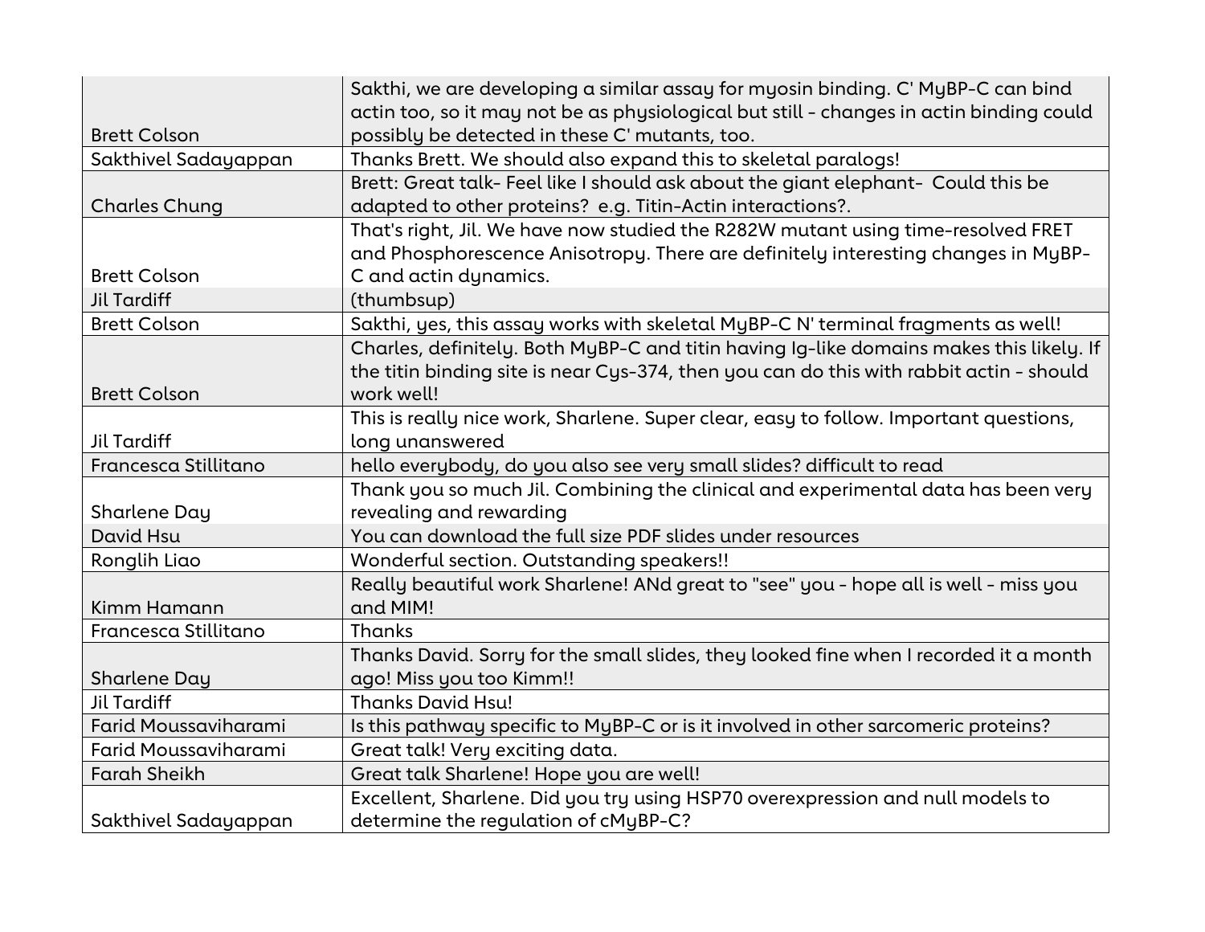| | |
|---|---|
| Brett Colson | Sakthi, we are developing a similar assay for myosin binding. C' MyBP-C can bind actin too, so it may not be as physiological but still - changes in actin binding could possibly be detected in these C' mutants, too. |
| Sakthivel Sadayappan | Thanks Brett. We should also expand this to skeletal paralogs! |
| Charles Chung | Brett: Great talk- Feel like I should ask about the giant elephant- Could this be adapted to other proteins? e.g. Titin-Actin interactions?. |
| Brett Colson | That's right, Jil. We have now studied the R282W mutant using time-resolved FRET and Phosphorescence Anisotropy. There are definitely interesting changes in MyBP-C and actin dynamics. |
| Jil Tardiff | (thumbsup) |
| Brett Colson | Sakthi, yes, this assay works with skeletal MyBP-C N' terminal fragments as well! |
| Brett Colson | Charles, definitely. Both MyBP-C and titin having Ig-like domains makes this likely. If the titin binding site is near Cys-374, then you can do this with rabbit actin - should work well! |
| Jil Tardiff | This is really nice work, Sharlene. Super clear, easy to follow. Important questions, long unanswered |
| Francesca Stillitano | hello everybody, do you also see very small slides? difficult to read |
| Sharlene Day | Thank you so much Jil. Combining the clinical and experimental data has been very revealing and rewarding |
| David Hsu | You can download the full size PDF slides under resources |
| Ronglih Liao | Wonderful section. Outstanding speakers!! |
| Kimm Hamann | Really beautiful work Sharlene! ANd great to "see" you - hope all is well - miss you and MIM! |
| Francesca Stillitano | Thanks |
| Sharlene Day | Thanks David. Sorry for the small slides, they looked fine when I recorded it a month ago! Miss you too Kimm!! |
| Jil Tardiff | Thanks David Hsu! |
| Farid Moussaviharami | Is this pathway specific to MyBP-C or is it involved in other sarcomeric proteins? |
| Farid Moussaviharami | Great talk! Very exciting data. |
| Farah Sheikh | Great talk Sharlene! Hope you are well! |
| Sakthivel Sadayappan | Excellent, Sharlene. Did you try using HSP70 overexpression and null models to determine the regulation of cMyBP-C? |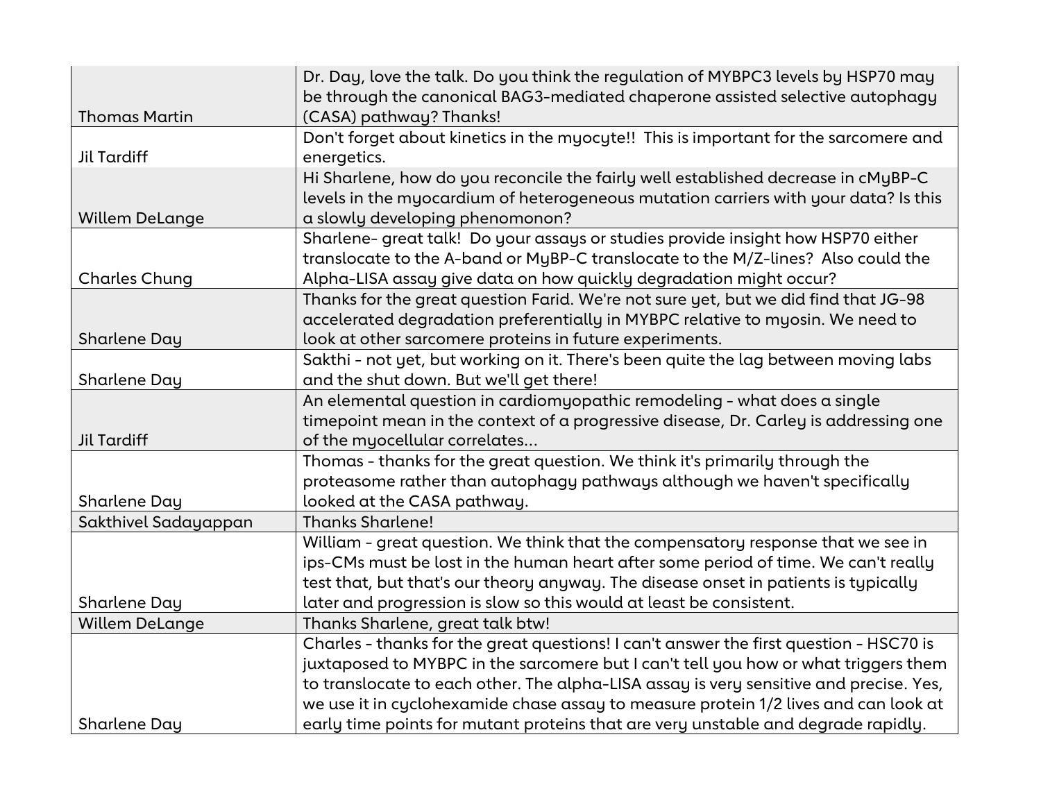| | |
|---|---|
| Thomas Martin | Dr. Day, love the talk. Do you think the regulation of MYBPC3 levels by HSP70 may be through the canonical BAG3-mediated chaperone assisted selective autophagy (CASA) pathway? Thanks! |
| Jil Tardiff | Don't forget about kinetics in the myocyte!! This is important for the sarcomere and energetics. |
| Willem DeLange | Hi Sharlene, how do you reconcile the fairly well established decrease in cMyBP-C levels in the myocardium of heterogeneous mutation carriers with your data? Is this a slowly developing phenomonon? |
| Charles Chung | Sharlene- great talk! Do your assays or studies provide insight how HSP70 either translocate to the A-band or MyBP-C translocate to the M/Z-lines? Also could the Alpha-LISA assay give data on how quickly degradation might occur? |
| Sharlene Day | Thanks for the great question Farid. We're not sure yet, but we did find that JG-98 accelerated degradation preferentially in MYBPC relative to myosin. We need to look at other sarcomere proteins in future experiments. |
| Sharlene Day | Sakthi - not yet, but working on it. There's been quite the lag between moving labs and the shut down. But we'll get there! |
| Jil Tardiff | An elemental question in cardiomyopathic remodeling - what does a single timepoint mean in the context of a progressive disease, Dr. Carley is addressing one of the myocellular correlates... |
| Sharlene Day | Thomas - thanks for the great question. We think it's primarily through the proteasome rather than autophagy pathways although we haven't specifically looked at the CASA pathway. |
| Sakthivel Sadayappan | Thanks Sharlene! |
| Sharlene Day | William - great question. We think that the compensatory response that we see in ips-CMs must be lost in the human heart after some period of time. We can't really test that, but that's our theory anyway. The disease onset in patients is typically later and progression is slow so this would at least be consistent. |
| Willem DeLange | Thanks Sharlene, great talk btw! |
| Sharlene Day | Charles - thanks for the great questions! I can't answer the first question - HSC70 is juxtaposed to MYBPC in the sarcomere but I can't tell you how or what triggers them to translocate to each other. The alpha-LISA assay is very sensitive and precise. Yes, we use it in cyclohexamide chase assay to measure protein 1/2 lives and can look at early time points for mutant proteins that are very unstable and degrade rapidly. |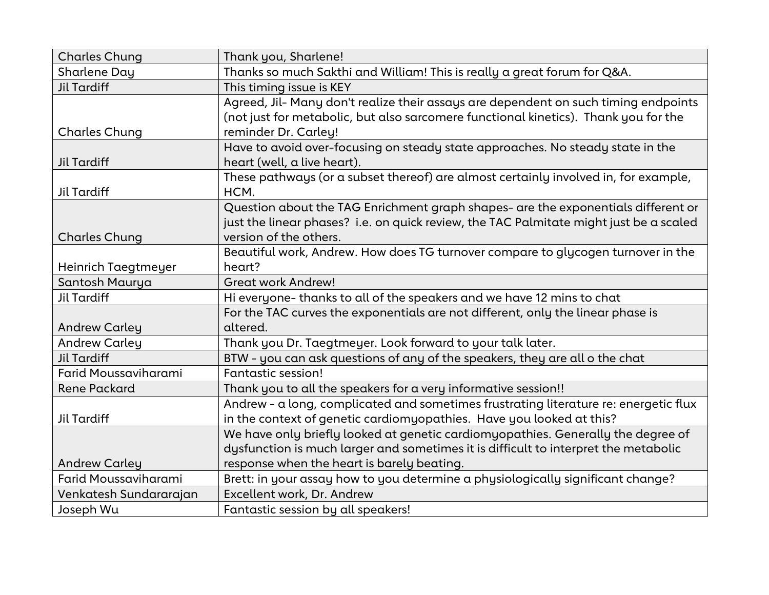| | |
|---|---|
| Charles Chung | Thank you, Sharlene! |
| Sharlene Day | Thanks so much Sakthi and William! This is really a great forum for Q&A. |
| Jil Tardiff | This timing issue is KEY |
| Charles Chung | Agreed, Jil- Many don't realize their assays are dependent on such timing endpoints (not just for metabolic, but also sarcomere functional kinetics). Thank you for the reminder Dr. Carley! |
| Jil Tardiff | Have to avoid over-focusing on steady state approaches. No steady state in the heart (well, a live heart). |
| Jil Tardiff | These pathways (or a subset thereof) are almost certainly involved in, for example, HCM. |
| Charles Chung | Question about the TAG Enrichment graph shapes- are the exponentials different or just the linear phases? i.e. on quick review, the TAC Palmitate might just be a scaled version of the others. |
| Heinrich Taegtmeyer | Beautiful work, Andrew. How does TG turnover compare to glycogen turnover in the heart? |
| Santosh Maurya | Great work Andrew! |
| Jil Tardiff | Hi everyone- thanks to all of the speakers and we have 12 mins to chat |
| Andrew Carley | For the TAC curves the exponentials are not different, only the linear phase is altered. |
| Andrew Carley | Thank you Dr. Taegtmeyer. Look forward to your talk later. |
| Jil Tardiff | BTW - you can ask questions of any of the speakers, they are all o the chat |
| Farid Moussaviharami | Fantastic session! |
| Rene Packard | Thank you to all the speakers for a very informative session!! |
| Jil Tardiff | Andrew - a long, complicated and sometimes frustrating literature re: energetic flux in the context of genetic cardiomyopathies. Have you looked at this? |
| Andrew Carley | We have only briefly looked at genetic cardiomyopathies. Generally the degree of dysfunction is much larger and sometimes it is difficult to interpret the metabolic response when the heart is barely beating. |
| Farid Moussaviharami | Brett: in your assay how to you determine a physiologically significant change? |
| Venkatesh Sundararajan | Excellent work, Dr. Andrew |
| Joseph Wu | Fantastic session by all speakers! |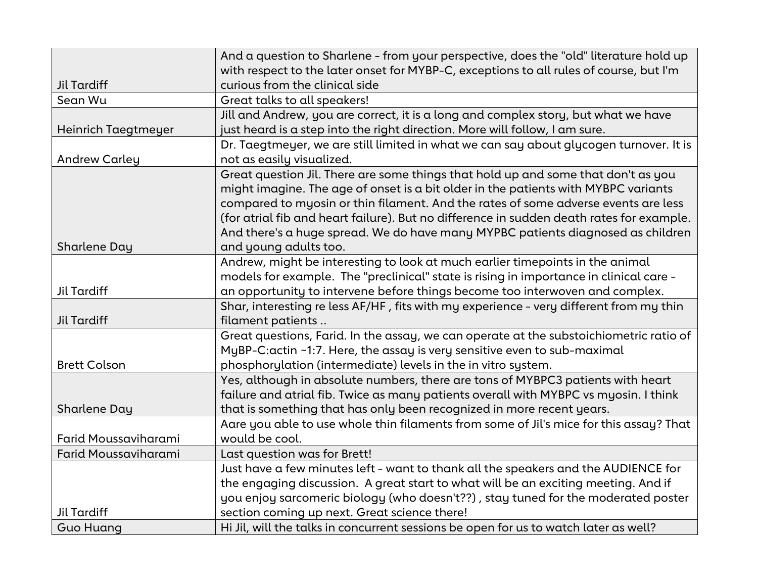| | |
|---|---|
| Jil Tardiff | And a question to Sharlene - from your perspective, does the "old" literature hold up with respect to the later onset for MYBP-C, exceptions to all rules of course, but I'm curious from the clinical side |
| Sean Wu | Great talks to all speakers! |
| Heinrich Taegtmeyer | Jill and Andrew, you are correct, it is a long and complex story, but what we have just heard is a step into the right direction. More will follow, I am sure. |
| Andrew Carley | Dr. Taegtmeyer, we are still limited in what we can say about glycogen turnover. It is not as easily visualized. |
| Sharlene Day | Great question Jil. There are some things that hold up and some that don't as you might imagine. The age of onset is a bit older in the patients with MYBPC variants compared to myosin or thin filament. And the rates of some adverse events are less (for atrial fib and heart failure). But no difference in sudden death rates for example. And there's a huge spread. We do have many MYPBC patients diagnosed as children and young adults too. |
| Jil Tardiff | Andrew, might be interesting to look at much earlier timepoints in the animal models for example. The "preclinical" state is rising in importance in clinical care - an opportunity to intervene before things become too interwoven and complex. |
| Jil Tardiff | Shar, interesting re less AF/HF , fits with my experience - very different from my thin filament patients .. |
| Brett Colson | Great questions, Farid. In the assay, we can operate at the substoichiometric ratio of MyBP-C:actin ~1:7. Here, the assay is very sensitive even to sub-maximal phosphorylation (intermediate) levels in the in vitro system. |
| Sharlene Day | Yes, although in absolute numbers, there are tons of MYBPC3 patients with heart failure and atrial fib. Twice as many patients overall with MYBPC vs myosin. I think that is something that has only been recognized in more recent years. |
| Farid Moussaviharami | Aare you able to use whole thin filaments from some of Jil's mice for this assay? That would be cool. |
| Farid Moussaviharami | Last question was for Brett! |
| Jil Tardiff | Just have a few minutes left - want to thank all the speakers and the AUDIENCE for the engaging discussion. A great start to what will be an exciting meeting. And if you enjoy sarcomeric biology (who doesn't??) , stay tuned for the moderated poster section coming up next. Great science there! |
| Guo Huang | Hi Jil, will the talks in concurrent sessions be open for us to watch later as well? |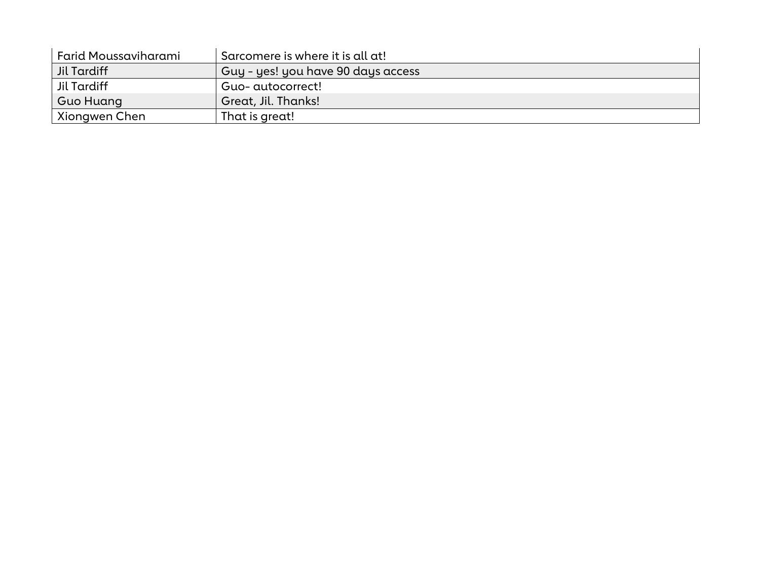| Farid Moussaviharami | Sarcomere is where it is all at! |
|---|---|
| Jil Tardiff | Guy - yes! you have 90 days access |
| Jil Tardiff | Guo- autocorrect! |
| Guo Huang | Great, Jil. Thanks! |
| Xiongwen Chen | That is great! |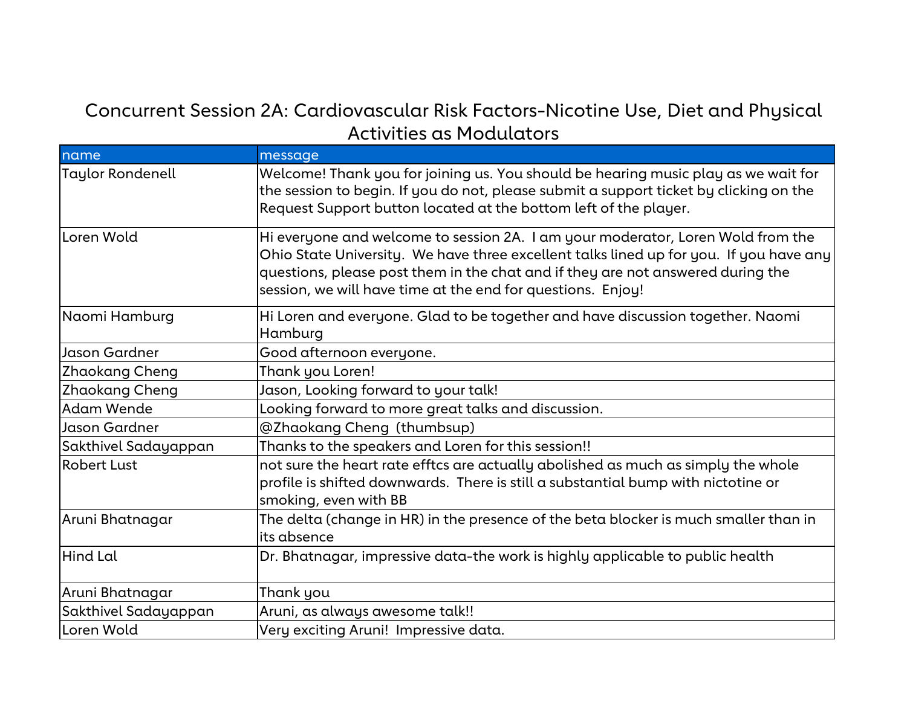# Concurrent Session 2A: Cardiovascular Risk Factors-Nicotine Use, Diet and Physical Activities as Modulators

| name | message |
| --- | --- |
| Taylor Rondenell | Welcome! Thank you for joining us. You should be hearing music play as we wait for the session to begin. If you do not, please submit a support ticket by clicking on the Request Support button located at the bottom left of the player. |
| Loren Wold | Hi everyone and welcome to session 2A. I am your moderator, Loren Wold from the Ohio State University. We have three excellent talks lined up for you. If you have any questions, please post them in the chat and if they are not answered during the session, we will have time at the end for questions. Enjoy! |
| Naomi Hamburg | Hi Loren and everyone. Glad to be together and have discussion together. Naomi Hamburg |
| Jason Gardner | Good afternoon everyone. |
| Zhaokang Cheng | Thank you Loren! |
| Zhaokang Cheng | Jason, Looking forward to your talk! |
| Adam Wende | Looking forward to more great talks and discussion. |
| Jason Gardner | @Zhaokang Cheng (thumbsup) |
| Sakthivel Sadayappan | Thanks to the speakers and Loren for this session!! |
| Robert Lust | not sure the heart rate efftcs are actually abolished as much as simply the whole profile is shifted downwards. There is still a substantial bump with nictotine or smoking, even with BB |
| Aruni Bhatnagar | The delta (change in HR) in the presence of the beta blocker is much smaller than in its absence |
| Hind Lal | Dr. Bhatnagar, impressive data-the work is highly applicable to public health |
| Aruni Bhatnagar | Thank you |
| Sakthivel Sadayappan | Aruni, as always awesome talk!! |
| Loren Wold | Very exciting Aruni! Impressive data. |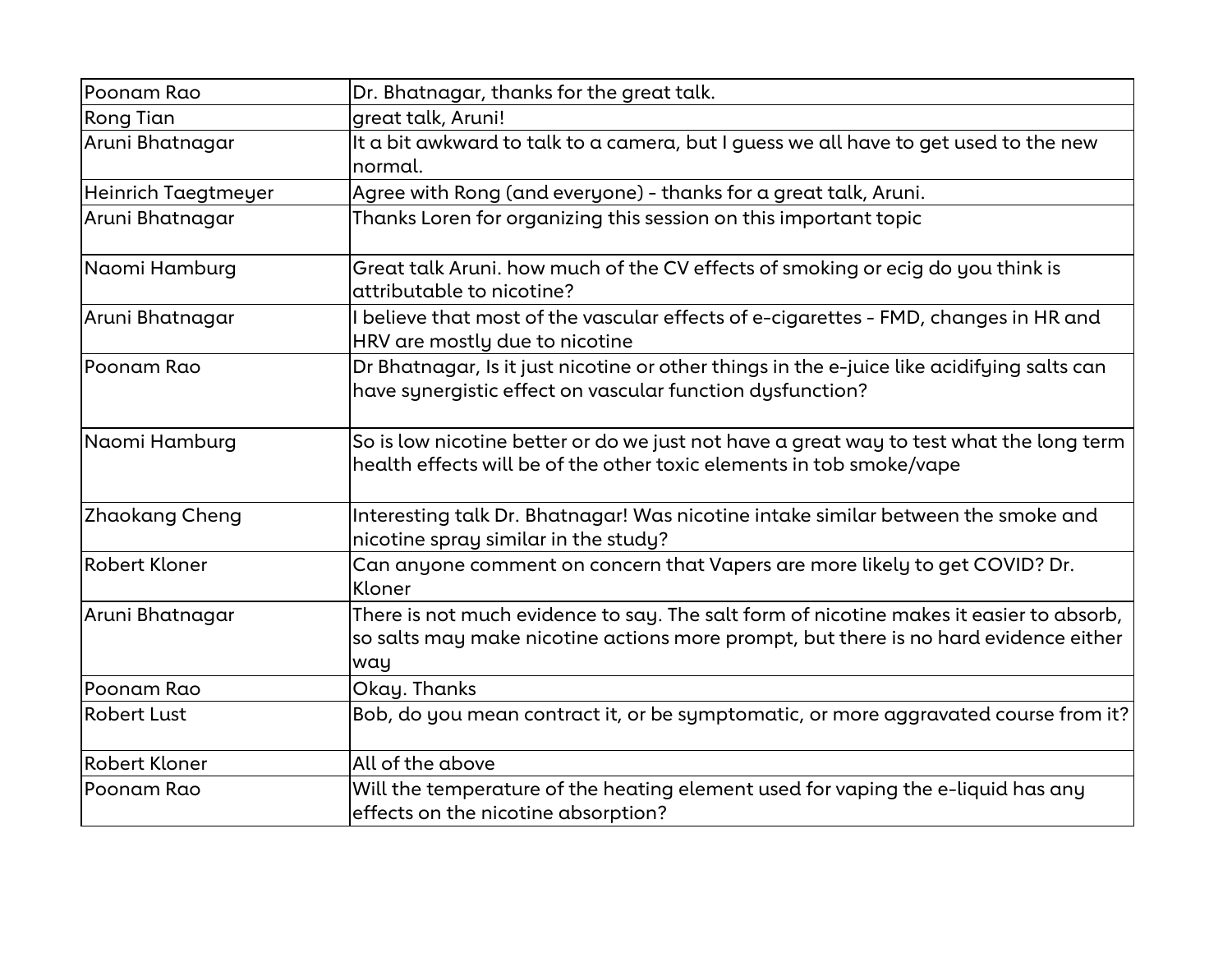| | |
|---|---|
| Poonam Rao | Dr. Bhatnagar, thanks for the great talk. |
| Rong Tian | great talk, Aruni! |
| Aruni Bhatnagar | It a bit awkward to talk to a camera, but I guess we all have to get used to the new normal. |
| Heinrich Taegtmeyer | Agree with Rong (and everyone) - thanks for a great talk, Aruni. |
| Aruni Bhatnagar | Thanks Loren for organizing this session on this important topic |
| Naomi Hamburg | Great talk Aruni. how much of the CV effects of smoking or ecig do you think is attributable to nicotine? |
| Aruni Bhatnagar | I believe that most of the vascular effects of e-cigarettes - FMD, changes in HR and HRV are mostly due to nicotine |
| Poonam Rao | Dr Bhatnagar, Is it just nicotine or other things in the e-juice like acidifying salts can have synergistic effect on vascular function dysfunction? |
| Naomi Hamburg | So is low nicotine better or do we just not have a great way to test what the long term health effects will be of the other toxic elements in tob smoke/vape |
| Zhaokang Cheng | Interesting talk Dr. Bhatnagar! Was nicotine intake similar between the smoke and nicotine spray similar in the study? |
| Robert Kloner | Can anyone comment on concern that Vapers are more likely to get COVID? Dr. Kloner |
| Aruni Bhatnagar | There is not much evidence to say. The salt form of nicotine makes it easier to absorb, so salts may make nicotine actions more prompt, but there is no hard evidence either way |
| Poonam Rao | Okay. Thanks |
| Robert Lust | Bob, do you mean contract it, or be symptomatic, or more aggravated course from it? |
| Robert Kloner | All of the above |
| Poonam Rao | Will the temperature of the heating element used for vaping the e-liquid has any effects on the nicotine absorption? |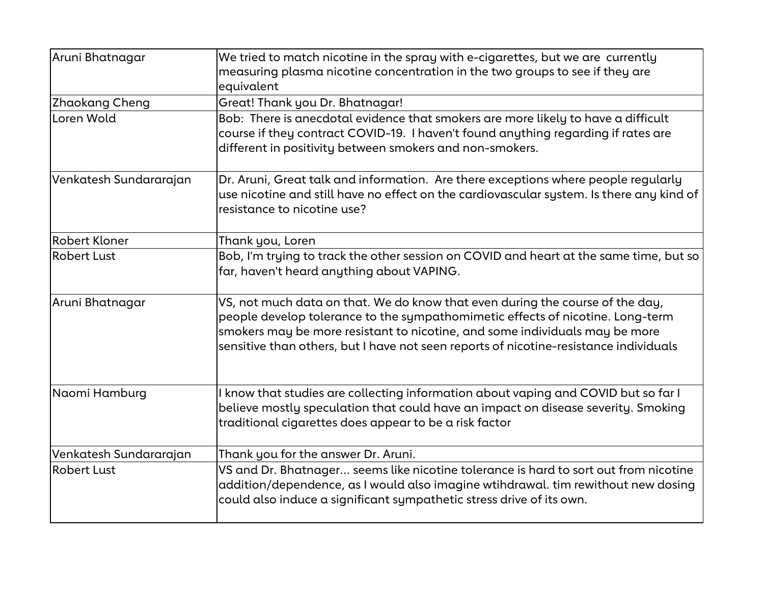| | |
|---|---|
| Aruni Bhatnagar | We tried to match nicotine in the spray with e-cigarettes, but we are currently measuring plasma nicotine concentration in the two groups to see if they are equivalent |
| Zhaokang Cheng | Great! Thank you Dr. Bhatnagar! |
| Loren Wold | Bob: There is anecdotal evidence that smokers are more likely to have a difficult course if they contract COVID-19. I haven't found anything regarding if rates are different in positivity between smokers and non-smokers. |
| Venkatesh Sundararajan | Dr. Aruni, Great talk and information. Are there exceptions where people regularly use nicotine and still have no effect on the cardiovascular system. Is there any kind of resistance to nicotine use? |
| Robert Kloner | Thank you, Loren |
| Robert Lust | Bob, I'm trying to track the other session on COVID and heart at the same time, but so far, haven't heard anything about VAPING. |
| Aruni Bhatnagar | VS, not much data on that. We do know that even during the course of the day, people develop tolerance to the sympathomimetic effects of nicotine. Long-term smokers may be more resistant to nicotine, and some individuals may be more sensitive than others, but I have not seen reports of nicotine-resistance individuals |
| Naomi Hamburg | I know that studies are collecting information about vaping and COVID but so far I believe mostly speculation that could have an impact on disease severity. Smoking traditional cigarettes does appear to be a risk factor |
| Venkatesh Sundararajan | Thank you for the answer Dr. Aruni. |
| Robert Lust | VS and Dr. Bhatnager... seems like nicotine tolerance is hard to sort out from nicotine addition/dependence, as I would also imagine wtihdrawal. tim rewithout new dosing could also induce a significant sympathetic stress drive of its own. |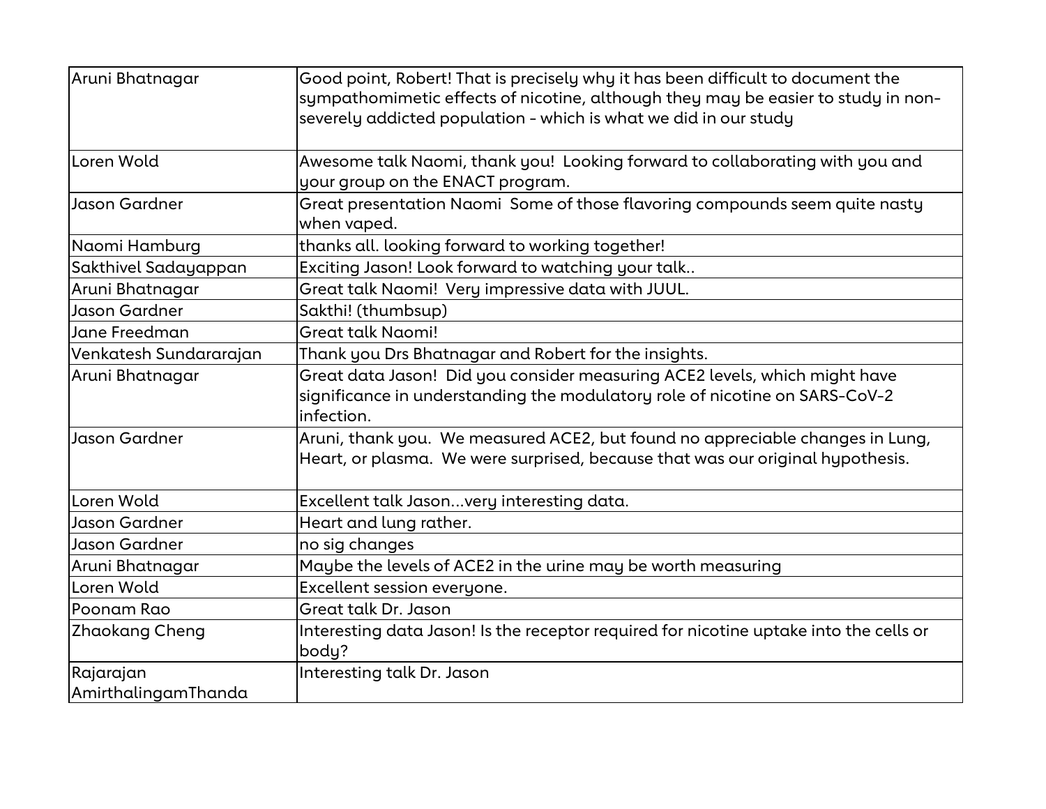| | |
|---|---|
| Aruni Bhatnagar | Good point, Robert! That is precisely why it has been difficult to document the sympathomimetic effects of nicotine, although they may be easier to study in non-severely addicted population - which is what we did in our study |
| Loren Wold | Awesome talk Naomi, thank you! Looking forward to collaborating with you and your group on the ENACT program. |
| Jason Gardner | Great presentation Naomi Some of those flavoring compounds seem quite nasty when vaped. |
| Naomi Hamburg | thanks all. looking forward to working together! |
| Sakthivel Sadayappan | Exciting Jason! Look forward to watching your talk.. |
| Aruni Bhatnagar | Great talk Naomi! Very impressive data with JUUL. |
| Jason Gardner | Sakthi! (thumbsup) |
| Jane Freedman | Great talk Naomi! |
| Venkatesh Sundararajan | Thank you Drs Bhatnagar and Robert for the insights. |
| Aruni Bhatnagar | Great data Jason! Did you consider measuring ACE2 levels, which might have significance in understanding the modulatory role of nicotine on SARS-CoV-2 infection. |
| Jason Gardner | Aruni, thank you. We measured ACE2, but found no appreciable changes in Lung, Heart, or plasma. We were surprised, because that was our original hypothesis. |
| Loren Wold | Excellent talk Jason...very interesting data. |
| Jason Gardner | Heart and lung rather. |
| Jason Gardner | no sig changes |
| Aruni Bhatnagar | Maybe the levels of ACE2 in the urine may be worth measuring |
| Loren Wold | Excellent session everyone. |
| Poonam Rao | Great talk Dr. Jason |
| Zhaokang Cheng | Interesting data Jason! Is the receptor required for nicotine uptake into the cells or body? |
| Rajarajan AmirthalingamThanda | Interesting talk Dr. Jason |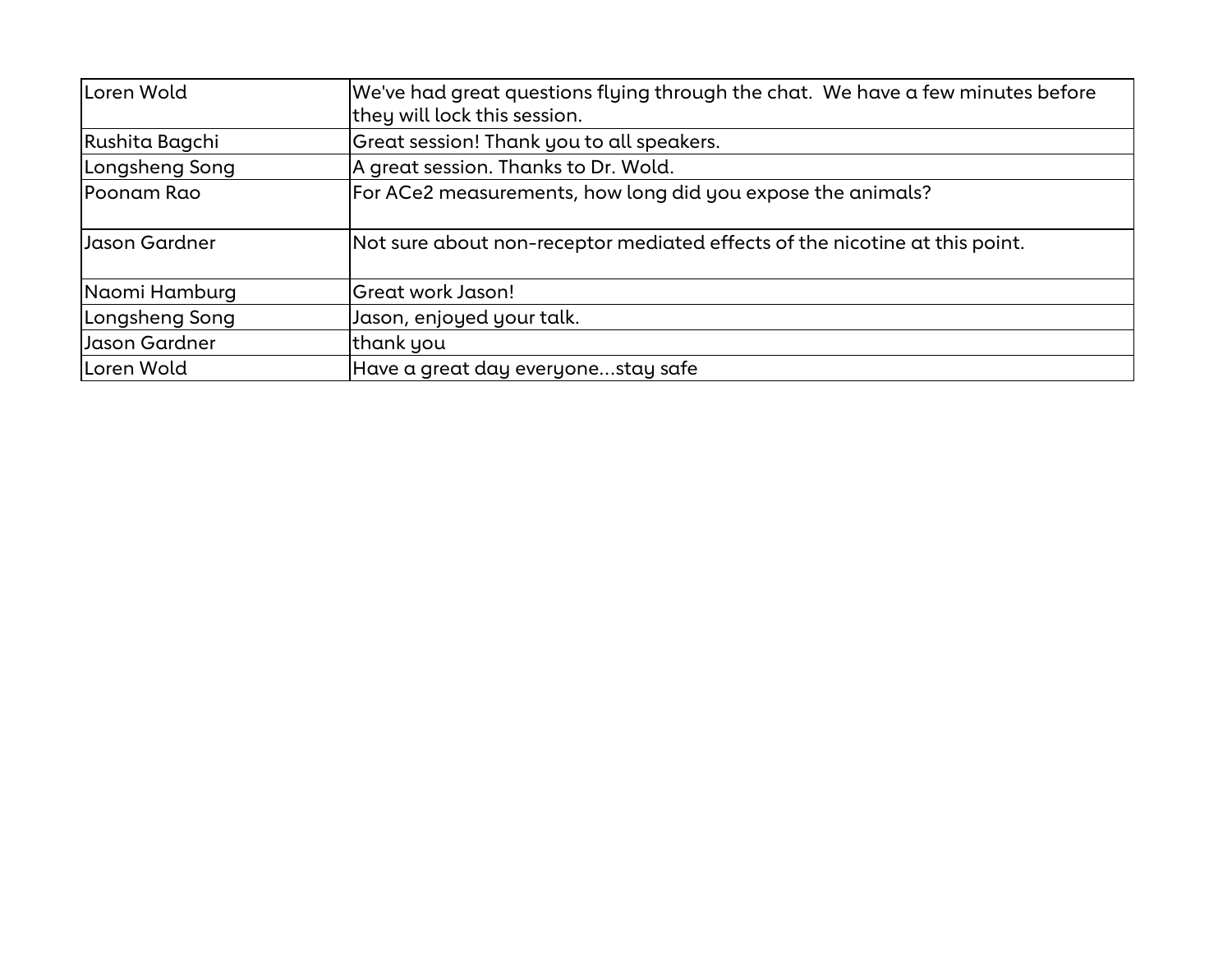| Loren Wold | We've had great questions flying through the chat.  We have a few minutes before they will lock this session. |
|---|---|
| Rushita Bagchi | Great session! Thank you to all speakers. |
| Longsheng Song | A great session. Thanks to Dr. Wold. |
| Poonam Rao | For ACe2 measurements, how long did you expose the animals? |
| Jason Gardner | Not sure about non-receptor mediated effects of the nicotine at this point. |
| Naomi Hamburg | Great work Jason! |
| Longsheng Song | Jason, enjoyed your talk. |
| Jason Gardner | thank you |
| Loren Wold | Have a great day everyone...stay safe |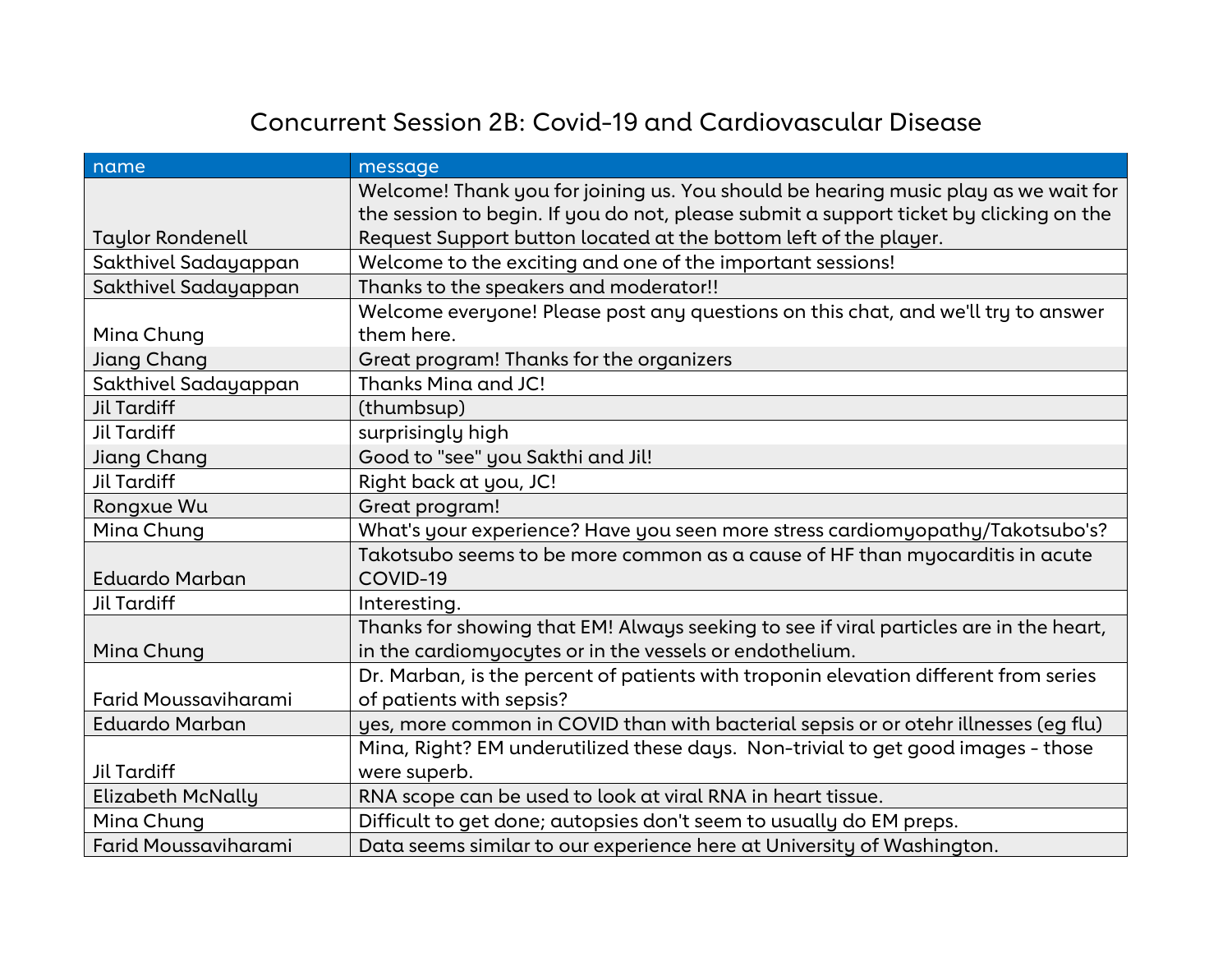# Concurrent Session 2B: Covid-19 and Cardiovascular Disease

| name | message |
|---|---|
| Taylor Rondenell | Welcome! Thank you for joining us. You should be hearing music play as we wait for the session to begin. If you do not, please submit a support ticket by clicking on the Request Support button located at the bottom left of the player. |
| Sakthivel Sadayappan | Welcome to the exciting and one of the important sessions! |
| Sakthivel Sadayappan | Thanks to the speakers and moderator!! |
| Mina Chung | Welcome everyone! Please post any questions on this chat, and we'll try to answer them here. |
| Jiang Chang | Great program! Thanks for the organizers |
| Sakthivel Sadayappan | Thanks Mina and JC! |
| Jil Tardiff | (thumbsup) |
| Jil Tardiff | surprisingly high |
| Jiang Chang | Good to "see" you Sakthi and Jil! |
| Jil Tardiff | Right back at you, JC! |
| Rongxue Wu | Great program! |
| Mina Chung | What's your experience? Have you seen more stress cardiomyopathy/Takotsubo's? |
| Eduardo Marban | Takotsubo seems to be more common as a cause of HF than myocarditis in acute COVID-19 |
| Jil Tardiff | Interesting. |
| Mina Chung | Thanks for showing that EM! Always seeking to see if viral particles are in the heart, in the cardiomyocytes or in the vessels or endothelium. |
| Farid Moussaviharami | Dr. Marban, is the percent of patients with troponin elevation different from series of patients with sepsis? |
| Eduardo Marban | yes, more common in COVID than with bacterial sepsis or or otehr illnesses (eg flu) |
| Jil Tardiff | Mina, Right? EM underutilized these days. Non-trivial to get good images - those were superb. |
| Elizabeth McNally | RNA scope can be used to look at viral RNA in heart tissue. |
| Mina Chung | Difficult to get done; autopsies don't seem to usually do EM preps. |
| Farid Moussaviharami | Data seems similar to our experience here at University of Washington. |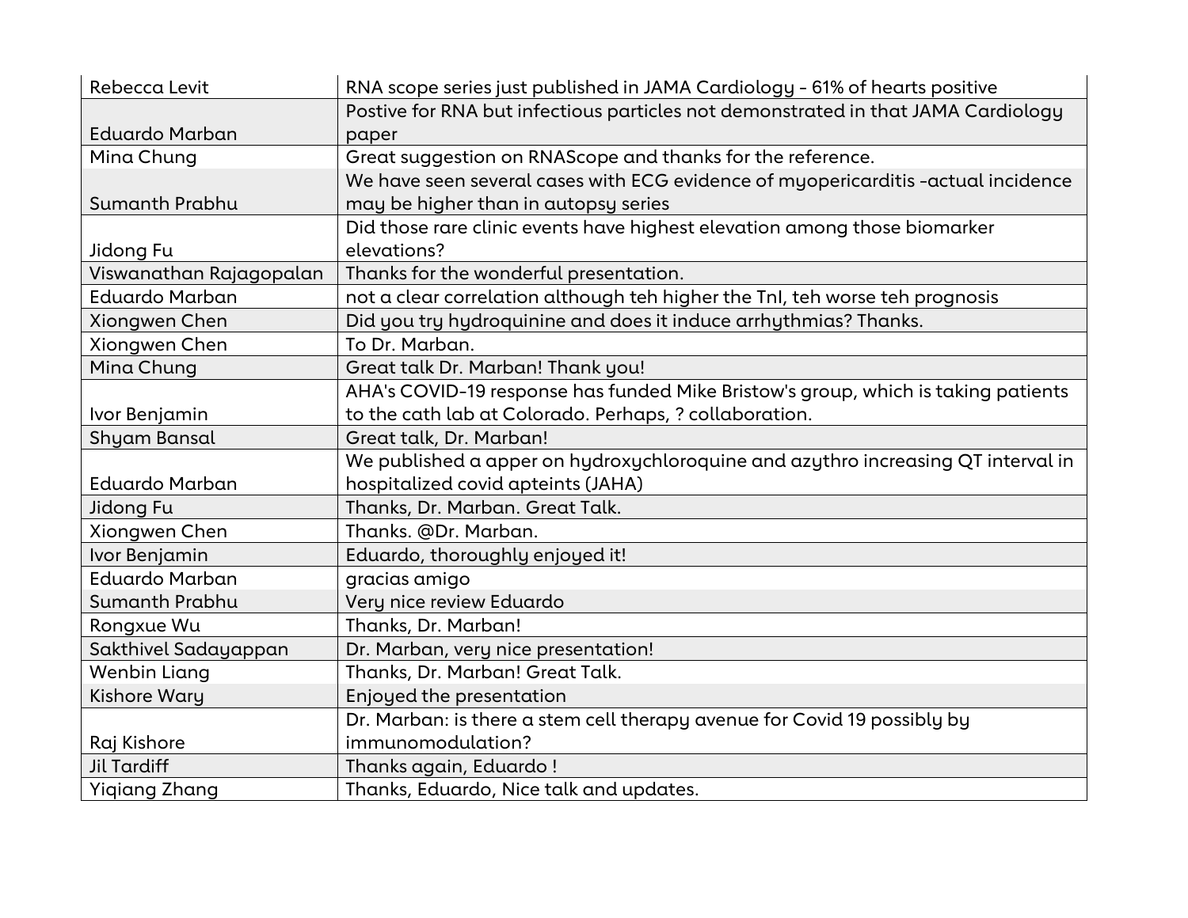| | |
|---|---|
| Rebecca Levit | RNA scope series just published in JAMA Cardiology - 61% of hearts positive |
| Eduardo Marban | Postive for RNA but infectious particles not demonstrated in that JAMA Cardiology paper |
| Mina Chung | Great suggestion on RNAScope and thanks for the reference. |
| Sumanth Prabhu | We have seen several cases with ECG evidence of myopericarditis -actual incidence may be higher than in autopsy series |
| Jidong Fu | Did those rare clinic events have highest elevation among those biomarker elevations? |
| Viswanathan Rajagopalan | Thanks for the wonderful presentation. |
| Eduardo Marban | not a clear correlation although teh higher the TnI, teh worse teh prognosis |
| Xiongwen Chen | Did you try hydroquinine and does it induce arrhythmias? Thanks. |
| Xiongwen Chen | To Dr. Marban. |
| Mina Chung | Great talk Dr. Marban! Thank you! |
| Ivor Benjamin | AHA's COVID-19 response has funded Mike Bristow's group, which is taking patients to the cath lab at Colorado. Perhaps, ? collaboration. |
| Shyam Bansal | Great talk, Dr. Marban! |
| Eduardo Marban | We published a apper on hydroxychloroquine and azythro increasing QT interval in hospitalized covid apteints (JAHA) |
| Jidong Fu | Thanks, Dr. Marban. Great Talk. |
| Xiongwen Chen | Thanks. @Dr. Marban. |
| Ivor Benjamin | Eduardo, thoroughly enjoyed it! |
| Eduardo Marban | gracias amigo |
| Sumanth Prabhu | Very nice review Eduardo |
| Rongxue Wu | Thanks, Dr. Marban! |
| Sakthivel Sadayappan | Dr. Marban, very nice presentation! |
| Wenbin Liang | Thanks, Dr. Marban! Great Talk. |
| Kishore Wary | Enjoyed the presentation |
| Raj Kishore | Dr. Marban: is there a stem cell therapy avenue for Covid 19 possibly by immunomodulation? |
| Jil Tardiff | Thanks again, Eduardo ! |
| Yiqiang Zhang | Thanks, Eduardo, Nice talk and updates. |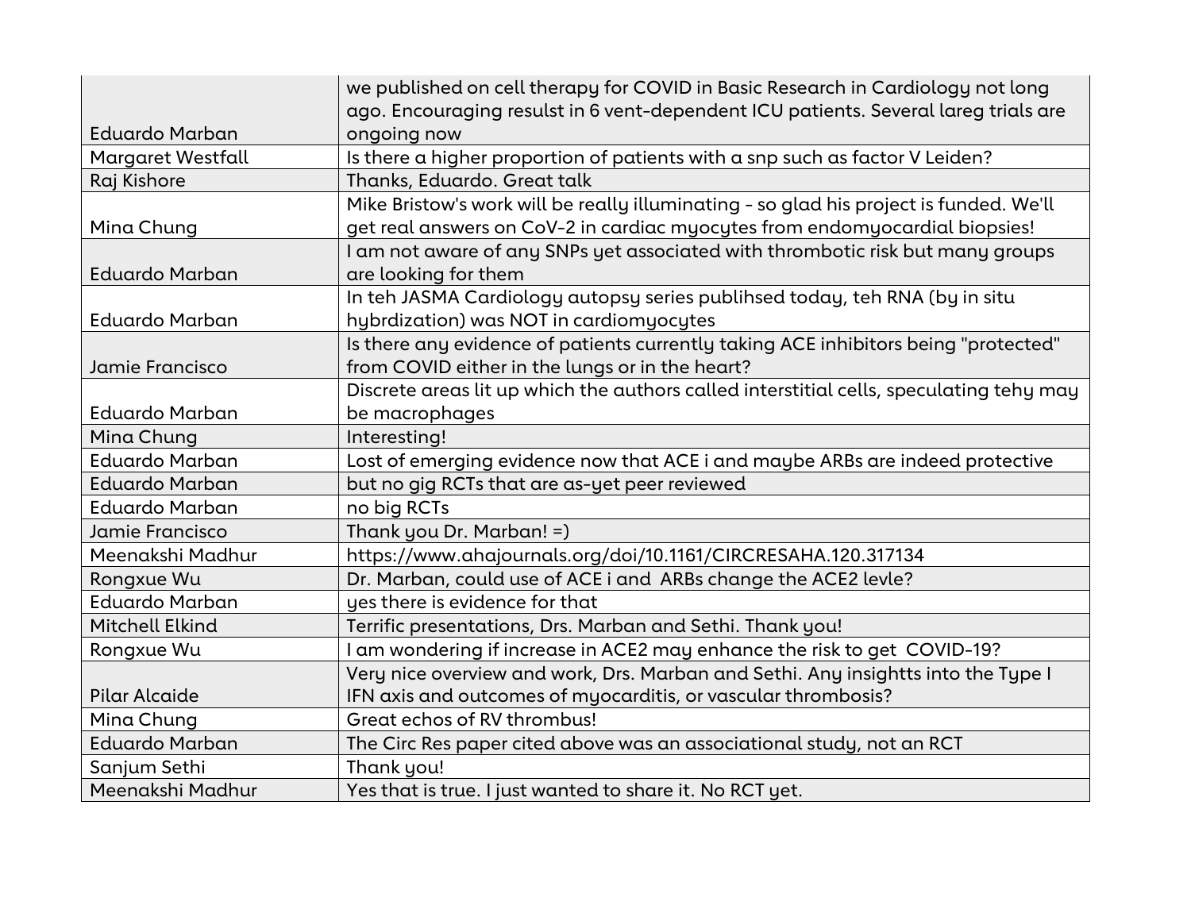| | |
|---|---|
| Eduardo Marban | we published on cell therapy for COVID in Basic Research in Cardiology not long ago. Encouraging resulst in 6 vent-dependent ICU patients. Several lareg trials are ongoing now |
| Margaret Westfall | Is there a higher proportion of patients with a snp such as factor V Leiden? |
| Raj Kishore | Thanks, Eduardo. Great talk |
| Mina Chung | Mike Bristow's work will be really illuminating - so glad his project is funded. We'll get real answers on CoV-2 in cardiac myocytes from endomyocardial biopsies! |
| Eduardo Marban | I am not aware of any SNPs yet associated with thrombotic risk but many groups are looking for them |
| Eduardo Marban | In teh JASMA Cardiology autopsy series publihsed today, teh RNA (by in situ hybrdization) was NOT in cardiomyocytes |
| Jamie Francisco | Is there any evidence of patients currently taking ACE inhibitors being "protected" from COVID either in the lungs or in the heart? |
| Eduardo Marban | Discrete areas lit up which the authors called interstitial cells, speculating tehy may be macrophages |
| Mina Chung | Interesting! |
| Eduardo Marban | Lost of emerging evidence now that ACE i and maybe ARBs are indeed protective |
| Eduardo Marban | but no gig RCTs that are as-yet peer reviewed |
| Eduardo Marban | no big RCTs |
| Jamie Francisco | Thank you Dr. Marban! =) |
| Meenakshi Madhur | https://www.ahajournals.org/doi/10.1161/CIRCRESAHA.120.317134 |
| Rongxue Wu | Dr. Marban, could use of ACE i and ARBs change the ACE2 levle? |
| Eduardo Marban | yes there is evidence for that |
| Mitchell Elkind | Terrific presentations, Drs. Marban and Sethi. Thank you! |
| Rongxue Wu | I am wondering if increase in ACE2 may enhance the risk to get COVID-19? |
| Pilar Alcaide | Very nice overview and work, Drs. Marban and Sethi. Any insightts into the Type I IFN axis and outcomes of myocarditis, or vascular thrombosis? |
| Mina Chung | Great echos of RV thrombus! |
| Eduardo Marban | The Circ Res paper cited above was an associational study, not an RCT |
| Sanjum Sethi | Thank you! |
| Meenakshi Madhur | Yes that is true. I just wanted to share it. No RCT yet. |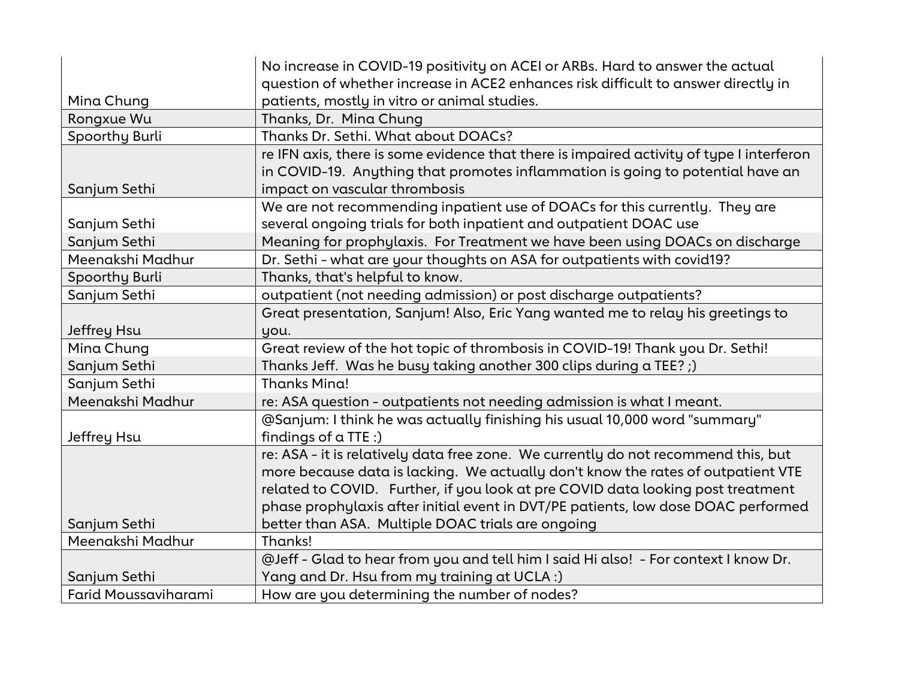| | |
|---|---|
| Mina Chung | No increase in COVID-19 positivity on ACEI or ARBs. Hard to answer the actual question of whether increase in ACE2 enhances risk difficult to answer directly in patients, mostly in vitro or animal studies. |
| Rongxue Wu | Thanks, Dr.  Mina Chung |
| Spoorthy Burli | Thanks Dr. Sethi. What about DOACs? |
| Sanjum Sethi | re IFN axis, there is some evidence that there is impaired activity of type I interferon in COVID-19.  Anything that promotes inflammation is going to potential have an impact on vascular thrombosis |
| Sanjum Sethi | We are not recommending inpatient use of DOACs for this currently.  They are several ongoing trials for both inpatient and outpatient DOAC use |
| Sanjum Sethi | Meaning for prophylaxis.  For Treatment we have been using DOACs on discharge |
| Meenakshi Madhur | Dr. Sethi - what are your thoughts on ASA for outpatients with covid19? |
| Spoorthy Burli | Thanks, that's helpful to know. |
| Sanjum Sethi | outpatient (not needing admission) or post discharge outpatients? |
| Jeffrey Hsu | Great presentation, Sanjum! Also, Eric Yang wanted me to relay his greetings to you. |
| Mina Chung | Great review of the hot topic of thrombosis in COVID-19! Thank you Dr. Sethi! |
| Sanjum Sethi | Thanks Jeff.  Was he busy taking another 300 clips during a TEE? ;) |
| Sanjum Sethi | Thanks Mina! |
| Meenakshi Madhur | re: ASA question - outpatients not needing admission is what I meant. |
| Jeffrey Hsu | @Sanjum: I think he was actually finishing his usual 10,000 word "summary" findings of a TTE :) |
| Sanjum Sethi | re: ASA - it is relatively data free zone.  We currently do not recommend this, but more because data is lacking.  We actually don't know the rates of outpatient VTE related to COVID.   Further, if you look at pre COVID data looking post treatment phase prophylaxis after initial event in DVT/PE patients, low dose DOAC performed better than ASA.  Multiple DOAC trials are ongoing |
| Meenakshi Madhur | Thanks! |
| Sanjum Sethi | @Jeff - Glad to hear from you and tell him I said Hi also!  - For context I know Dr. Yang and Dr. Hsu from my training at UCLA :) |
| Farid Moussaviharami | How are you determining the number of nodes? |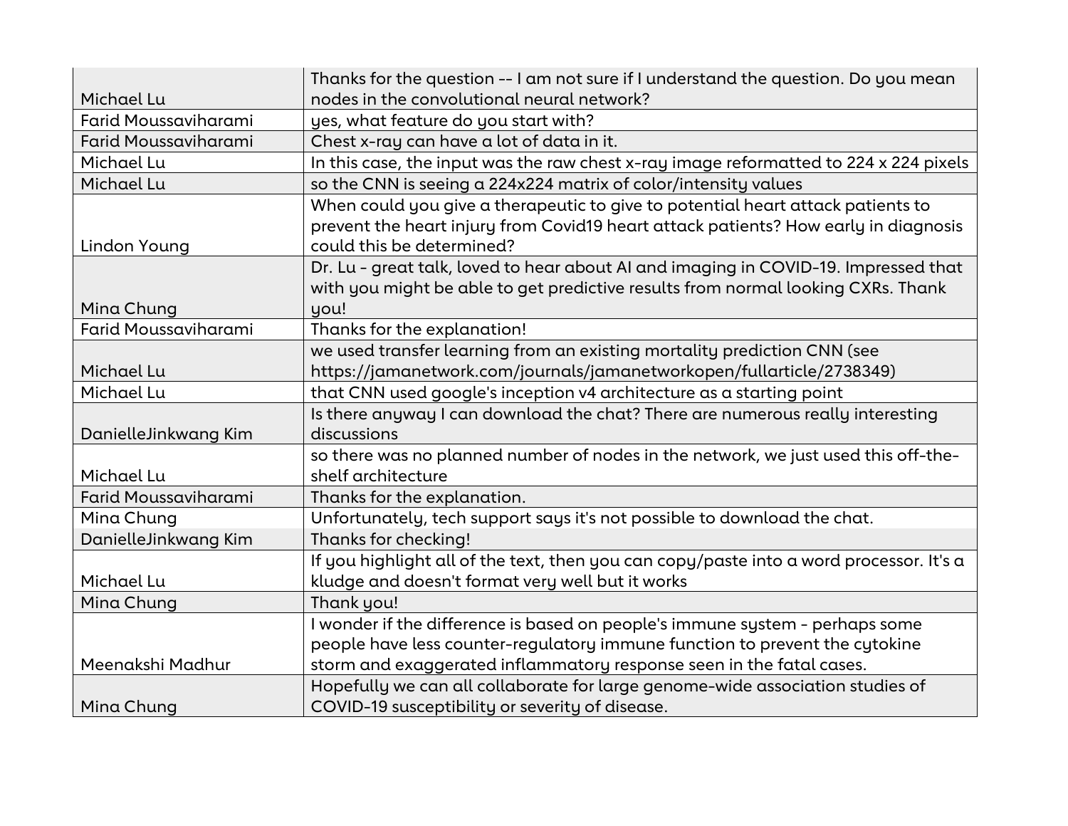| | |
|---|---|
| Michael Lu | Thanks for the question -- I am not sure if I understand the question. Do you mean nodes in the convolutional neural network? |
| Farid Moussaviharami | yes, what feature do you start with? |
| Farid Moussaviharami | Chest x-ray can have a lot of data in it. |
| Michael Lu | In this case, the input was the raw chest x-ray image reformatted to 224 x 224 pixels |
| Michael Lu | so the CNN is seeing a 224x224 matrix of color/intensity values |
| Lindon Young | When could you give a therapeutic to give to potential heart attack patients to prevent the heart injury from Covid19 heart attack patients? How early in diagnosis could this be determined? |
| Mina Chung | Dr. Lu - great talk, loved to hear about AI and imaging in COVID-19. Impressed that with you might be able to get predictive results from normal looking CXRs. Thank you! |
| Farid Moussaviharami | Thanks for the explanation! |
| Michael Lu | we used transfer learning from an existing mortality prediction CNN (see https://jamanetwork.com/journals/jamanetworkopen/fullarticle/2738349) |
| Michael Lu | that CNN used google's inception v4 architecture as a starting point |
| DanielleJinkwang Kim | Is there anyway I can download the chat? There are numerous really interesting discussions |
| Michael Lu | so there was no planned number of nodes in the network, we just used this off-the-shelf architecture |
| Farid Moussaviharami | Thanks for the explanation. |
| Mina Chung | Unfortunately, tech support says it's not possible to download the chat. |
| DanielleJinkwang Kim | Thanks for checking! |
| Michael Lu | If you highlight all of the text, then you can copy/paste into a word processor. It's a kludge and doesn't format very well but it works |
| Mina Chung | Thank you! |
| Meenakshi Madhur | I wonder if the difference is based on people's immune system - perhaps some people have less counter-regulatory immune function to prevent the cytokine storm and exaggerated inflammatory response seen in the fatal cases. |
| Mina Chung | Hopefully we can all collaborate for large genome-wide association studies of COVID-19 susceptibility or severity of disease. |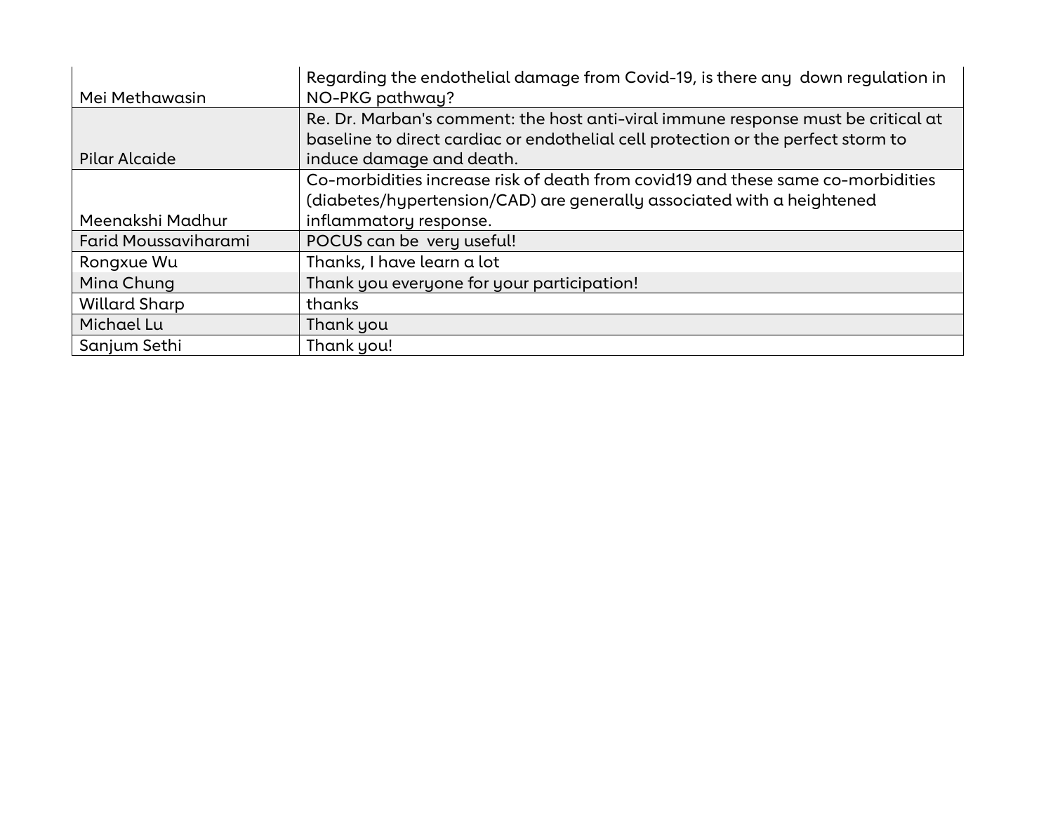| | |
|---|---|
| Mei Methawasin | Regarding the endothelial damage from Covid-19, is there any  down regulation in NO-PKG pathway? |
| Pilar Alcaide | Re. Dr. Marban's comment: the host anti-viral immune response must be critical at baseline to direct cardiac or endothelial cell protection or the perfect storm to induce damage and death. |
| Meenakshi Madhur | Co-morbidities increase risk of death from covid19 and these same co-morbidities (diabetes/hypertension/CAD) are generally associated with a heightened inflammatory response. |
| Farid Moussaviharami | POCUS can be  very useful! |
| Rongxue Wu | Thanks, I have learn a lot |
| Mina Chung | Thank you everyone for your participation! |
| Willard Sharp | thanks |
| Michael Lu | Thank you |
| Sanjum Sethi | Thank you! |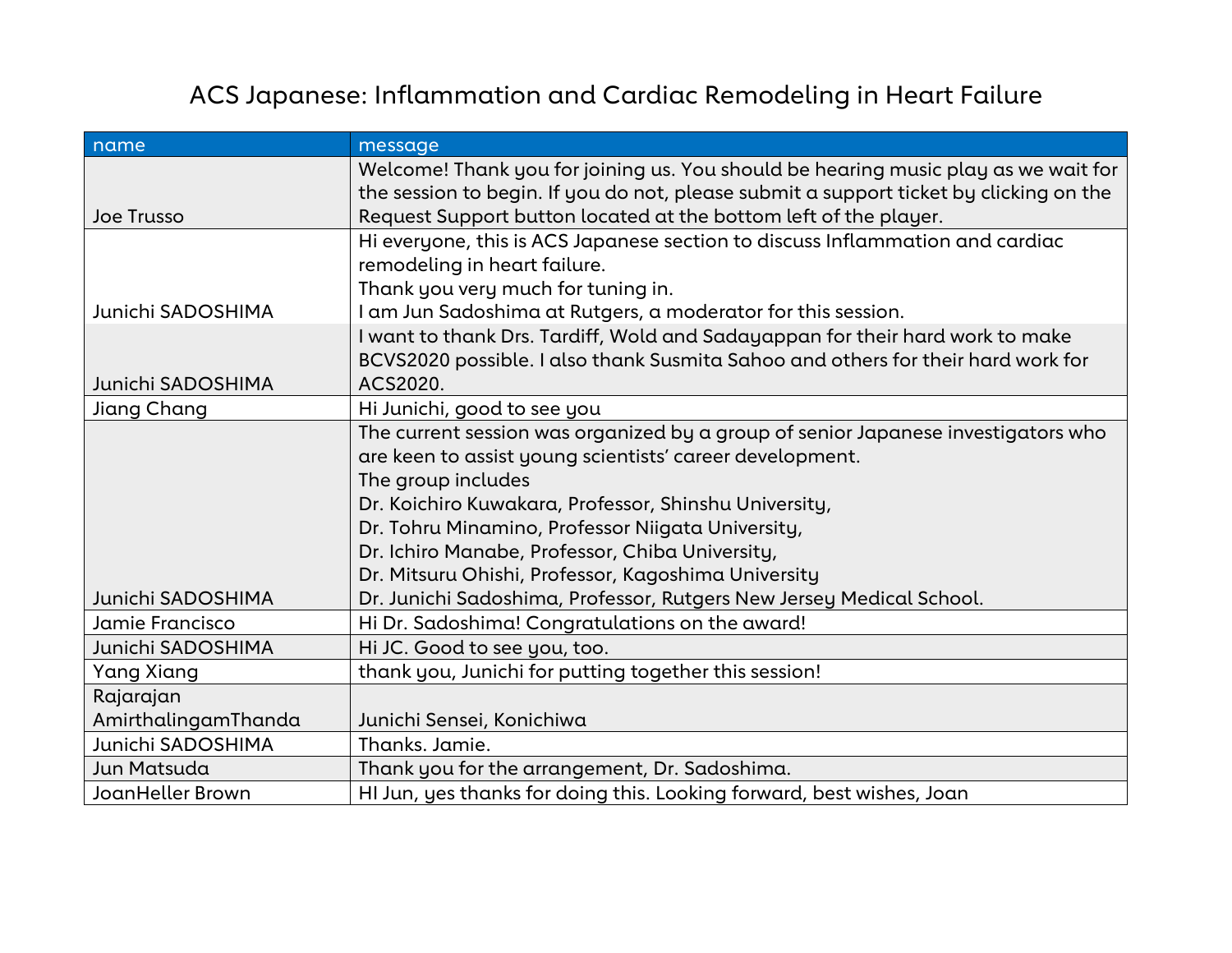# ACS Japanese: Inflammation and Cardiac Remodeling in Heart Failure

| name | message |
|---|---|
| Joe Trusso | Welcome! Thank you for joining us. You should be hearing music play as we wait for the session to begin. If you do not, please submit a support ticket by clicking on the Request Support button located at the bottom left of the player. |
| Junichi SADOSHIMA | Hi everyone, this is ACS Japanese section to discuss Inflammation and cardiac remodeling in heart failure.<br>Thank you very much for tuning in.<br>I am Jun Sadoshima at Rutgers, a moderator for this session. |
| Junichi SADOSHIMA | I want to thank Drs. Tardiff, Wold and Sadayappan for their hard work to make BCVS2020 possible. I also thank Susmita Sahoo and others for their hard work for ACS2020. |
| Jiang Chang | Hi Junichi, good to see you |
| Junichi SADOSHIMA | The current session was organized by a group of senior Japanese investigators who are keen to assist young scientists' career development.<br>The group includes<br>Dr. Koichiro Kuwakara, Professor, Shinshu University,<br>Dr. Tohru Minamino, Professor Niigata University,<br>Dr. Ichiro Manabe, Professor, Chiba University,<br>Dr. Mitsuru Ohishi, Professor, Kagoshima University<br>Dr. Junichi Sadoshima, Professor, Rutgers New Jersey Medical School. |
| Jamie Francisco | Hi Dr. Sadoshima! Congratulations on the award! |
| Junichi SADOSHIMA | Hi JC. Good to see you, too. |
| Yang Xiang | thank you, Junichi for putting together this session! |
| Rajarajan AmirthalingamThanda | Junichi Sensei, Konichiwa |
| Junichi SADOSHIMA | Thanks. Jamie. |
| Jun Matsuda | Thank you for the arrangement, Dr. Sadoshima. |
| JoanHeller Brown | HI Jun, yes thanks for doing this. Looking forward, best wishes, Joan |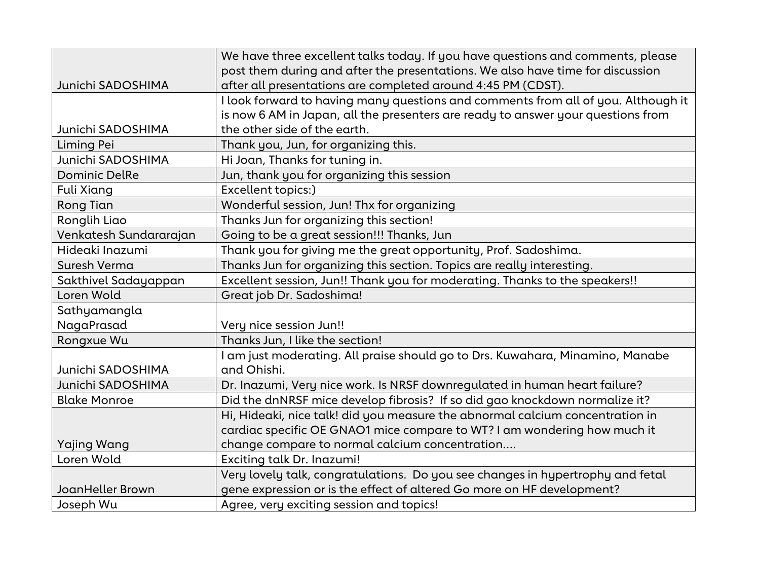| | |
|---|---|
| Junichi SADOSHIMA | We have three excellent talks today. If you have questions and comments, please post them during and after the presentations. We also have time for discussion after all presentations are completed around 4:45 PM (CDST). |
| Junichi SADOSHIMA | I look forward to having many questions and comments from all of you. Although it is now 6 AM in Japan, all the presenters are ready to answer your questions from the other side of the earth. |
| Liming Pei | Thank you, Jun, for organizing this. |
| Junichi SADOSHIMA | Hi Joan, Thanks for tuning in. |
| Dominic DelRe | Jun, thank you for organizing this session |
| Fuli Xiang | Excellent topics:) |
| Rong Tian | Wonderful session, Jun! Thx for organizing |
| Ronglih Liao | Thanks Jun for organizing this section! |
| Venkatesh Sundararajan | Going to be a great session!!! Thanks, Jun |
| Hideaki Inazumi | Thank you for giving me the great opportunity, Prof. Sadoshima. |
| Suresh Verma | Thanks Jun for organizing this section. Topics are really interesting. |
| Sakthivel Sadayappan | Excellent session, Jun!! Thank you for moderating. Thanks to the speakers!! |
| Loren Wold | Great job Dr. Sadoshima! |
| Sathyamangla NagaPrasad | Very nice session Jun!! |
| Rongxue Wu | Thanks Jun, I like the section! |
| Junichi SADOSHIMA | I am just moderating. All praise should go to Drs. Kuwahara, Minamino, Manabe and Ohishi. |
| Junichi SADOSHIMA | Dr. Inazumi, Very nice work. Is NRSF downregulated in human heart failure? |
| Blake Monroe | Did the dnNRSF mice develop fibrosis? If so did gao knockdown normalize it? |
| Yajing Wang | Hi, Hideaki, nice talk! did you measure the abnormal calcium concentration in cardiac specific OE GNAO1 mice compare to WT? I am wondering how much it change compare to normal calcium concentration.... |
| Loren Wold | Exciting talk Dr. Inazumi! |
| JoanHeller Brown | Very lovely talk, congratulations. Do you see changes in hypertrophy and fetal gene expression or is the effect of altered Go more on HF development? |
| Joseph Wu | Agree, very exciting session and topics! |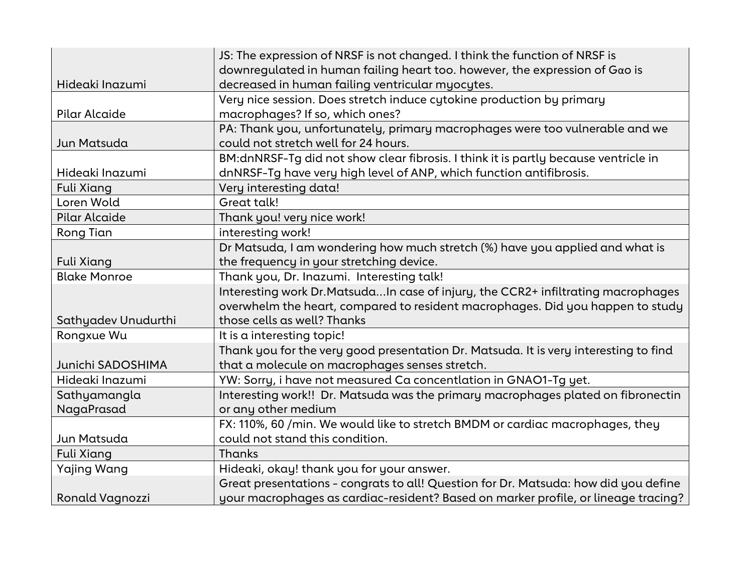| | |
|---|---|
| Hideaki Inazumi | JS: The expression of NRSF is not changed. I think the function of NRSF is downregulated in human failing heart too. however, the expression of Gαo is decreased in human failing ventricular myocytes. |
| Pilar Alcaide | Very nice session. Does stretch induce cytokine production by primary macrophages? If so, which ones? |
| Jun Matsuda | PA: Thank you, unfortunately, primary macrophages were too vulnerable and we could not stretch well for 24 hours. |
| Hideaki Inazumi | BM:dnNRSF-Tg did not show clear fibrosis. I think it is partly because ventricle in dnNRSF-Tg have very high level of ANP, which function antifibrosis. |
| Fuli Xiang | Very interesting data! |
| Loren Wold | Great talk! |
| Pilar Alcaide | Thank you! very nice work! |
| Rong Tian | interesting work! |
| Fuli Xiang | Dr Matsuda, I am wondering how much stretch (%) have you applied and what is the frequency in your stretching device. |
| Blake Monroe | Thank you, Dr. Inazumi. Interesting talk! |
| Sathyadev Unudurthi | Interesting work Dr.Matsuda...In case of injury, the CCR2+ infiltrating macrophages overwhelm the heart, compared to resident macrophages. Did you happen to study those cells as well? Thanks |
| Rongxue Wu | It is a interesting topic! |
| Junichi SADOSHIMA | Thank you for the very good presentation Dr. Matsuda. It is very interesting to find that a molecule on macrophages senses stretch. |
| Hideaki Inazumi | YW: Sorry, i have not measured Ca concentlation in GNAO1-Tg yet. |
| Sathyamangla NagaPrasad | Interesting work!! Dr. Matsuda was the primary macrophages plated on fibronectin or any other medium |
| Jun Matsuda | FX: 110%, 60 /min. We would like to stretch BMDM or cardiac macrophages, they could not stand this condition. |
| Fuli Xiang | Thanks |
| Yajing Wang | Hideaki, okay! thank you for your answer. |
| Ronald Vagnozzi | Great presentations - congrats to all! Question for Dr. Matsuda: how did you define your macrophages as cardiac-resident? Based on marker profile, or lineage tracing? |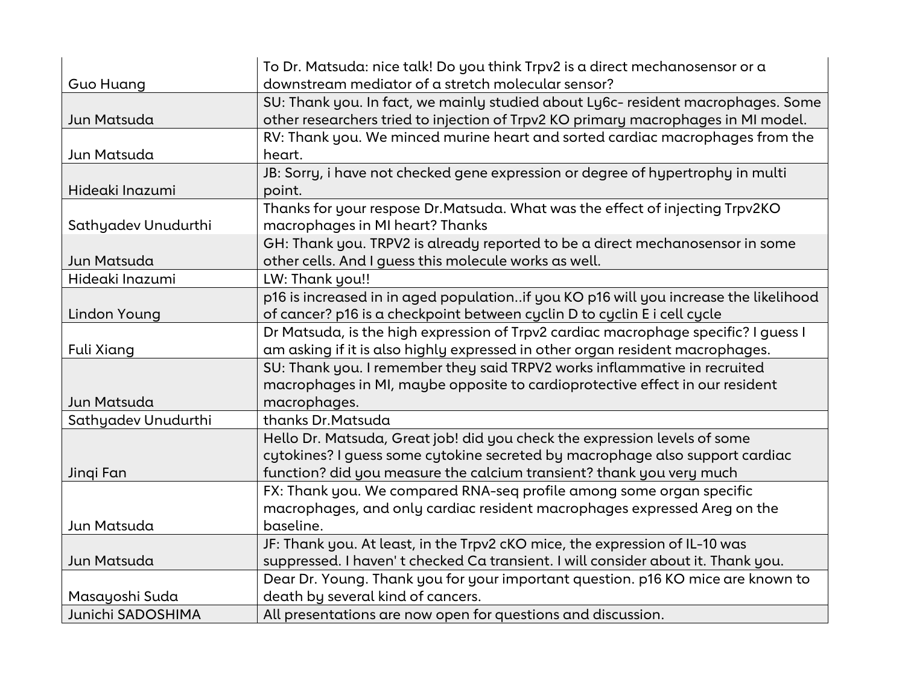| | |
|---|---|
| Guo Huang | To Dr. Matsuda: nice talk! Do you think Trpv2 is a direct mechanosensor or a downstream mediator of a stretch molecular sensor? |
| Jun Matsuda | SU: Thank you. In fact, we mainly studied about Ly6c- resident macrophages. Some other researchers tried to injection of Trpv2 KO primary macrophages in MI model. |
| Jun Matsuda | RV: Thank you. We minced murine heart and sorted cardiac macrophages from the heart. |
| Hideaki Inazumi | JB: Sorry, i have not checked gene expression or degree of hypertrophy in multi point. |
| Sathyadev Unudurthi | Thanks for your respose Dr.Matsuda. What was the effect of injecting Trpv2KO macrophages in MI heart? Thanks |
| Jun Matsuda | GH: Thank you. TRPV2 is already reported to be a direct mechanosensor in some other cells. And I guess this molecule works as well. |
| Hideaki Inazumi | LW: Thank you!! |
| Lindon Young | p16 is increased in in aged population..if you KO p16 will you increase the likelihood of cancer? p16 is a checkpoint between cyclin D to cyclin E i cell cycle |
| Fuli Xiang | Dr Matsuda, is the high expression of Trpv2 cardiac macrophage specific? I guess I am asking if it is also highly expressed in other organ resident macrophages. |
| Jun Matsuda | SU: Thank you. I remember they said TRPV2 works inflammative in recruited macrophages in MI, maybe opposite to cardioprotective effect in our resident macrophages. |
| Sathyadev Unudurthi | thanks Dr.Matsuda |
| Jinqi Fan | Hello Dr. Matsuda, Great job! did you check the expression levels of some cytokines? I guess some cytokine secreted by macrophage also support cardiac function? did you measure the calcium transient? thank you very much |
| Jun Matsuda | FX: Thank you. We compared RNA-seq profile among some organ specific macrophages, and only cardiac resident macrophages expressed Areg on the baseline. |
| Jun Matsuda | JF: Thank you. At least, in the Trpv2 cKO mice, the expression of IL-10 was suppressed. I haven' t checked Ca transient. I will consider about it. Thank you. |
| Masayoshi Suda | Dear Dr. Young. Thank you for your important question. p16 KO mice are known to death by several kind of cancers. |
| Junichi SADOSHIMA | All presentations are now open for questions and discussion. |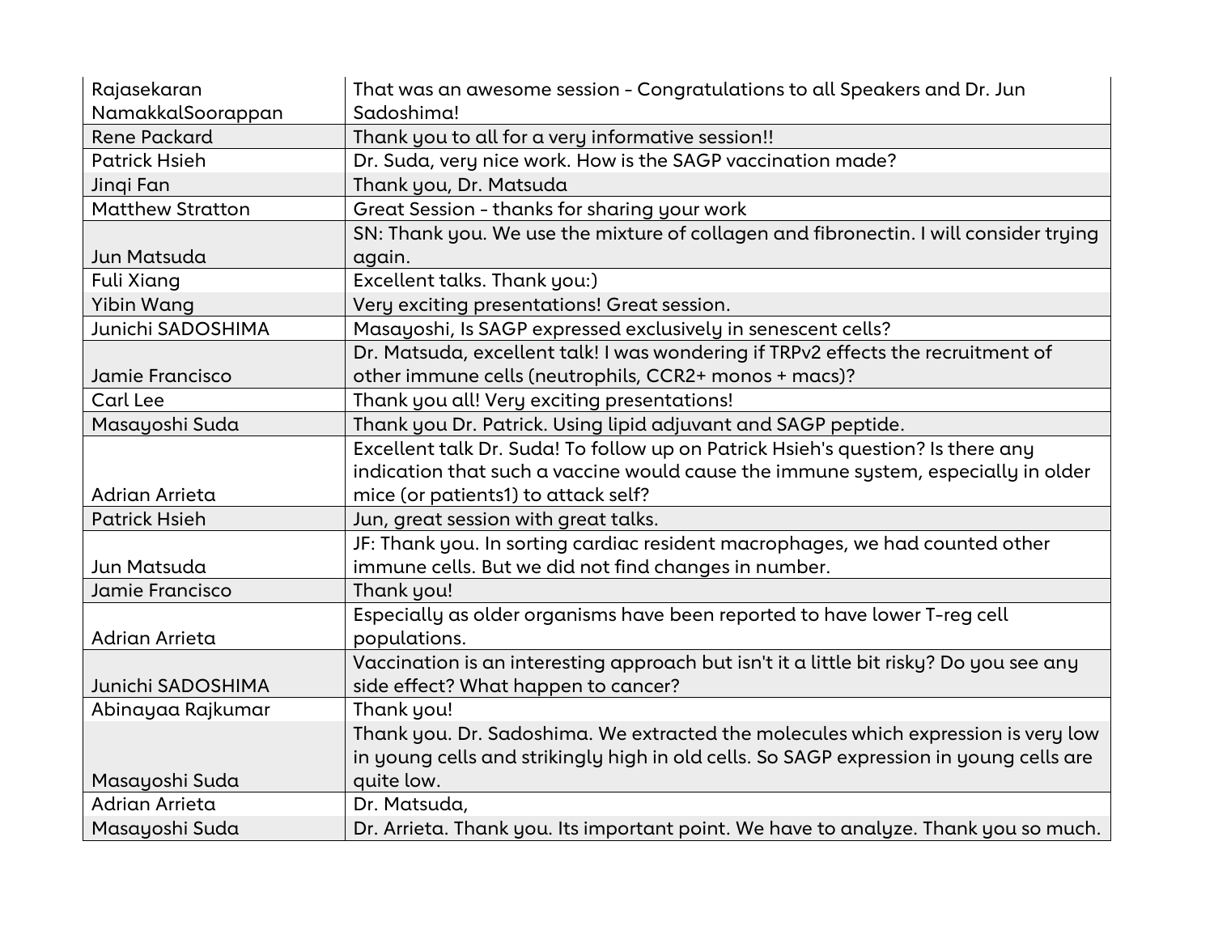| Rajasekaran NamakkalSoorappan | That was an awesome session - Congratulations to all Speakers and Dr. Jun Sadoshima! |
|---|---|
| Rene Packard | Thank you to all for a very informative session!! |
| Patrick Hsieh | Dr. Suda, very nice work. How is the SAGP vaccination made? |
| Jinqi Fan | Thank you, Dr. Matsuda |
| Matthew Stratton | Great Session - thanks for sharing your work |
| Jun Matsuda | SN: Thank you. We use the mixture of collagen and fibronectin. I will consider trying again. |
| Fuli Xiang | Excellent talks. Thank you:) |
| Yibin Wang | Very exciting presentations! Great session. |
| Junichi SADOSHIMA | Masayoshi, Is SAGP expressed exclusively in senescent cells? |
| Jamie Francisco | Dr. Matsuda, excellent talk! I was wondering if TRPv2 effects the recruitment of other immune cells (neutrophils, CCR2+ monos + macs)? |
| Carl Lee | Thank you all! Very exciting presentations! |
| Masayoshi Suda | Thank you Dr. Patrick. Using lipid adjuvant and SAGP peptide. |
| Adrian Arrieta | Excellent talk Dr. Suda! To follow up on Patrick Hsieh's question? Is there any indication that such a vaccine would cause the immune system, especially in older mice (or patients1) to attack self? |
| Patrick Hsieh | Jun, great session with great talks. |
| Jun Matsuda | JF: Thank you. In sorting cardiac resident macrophages, we had counted other immune cells. But we did not find changes in number. |
| Jamie Francisco | Thank you! |
| Adrian Arrieta | Especially as older organisms have been reported to have lower T-reg cell populations. |
| Junichi SADOSHIMA | Vaccination is an interesting approach but isn't it a little bit risky? Do you see any side effect? What happen to cancer? |
| Abinayaa Rajkumar | Thank you! |
| Masayoshi Suda | Thank you. Dr. Sadoshima. We extracted the molecules which expression is very low in young cells and strikingly high in old cells. So SAGP expression in young cells are quite low. |
| Adrian Arrieta | Dr. Matsuda, |
| Masayoshi Suda | Dr. Arrieta. Thank you. Its important point. We have to analyze. Thank you so much. |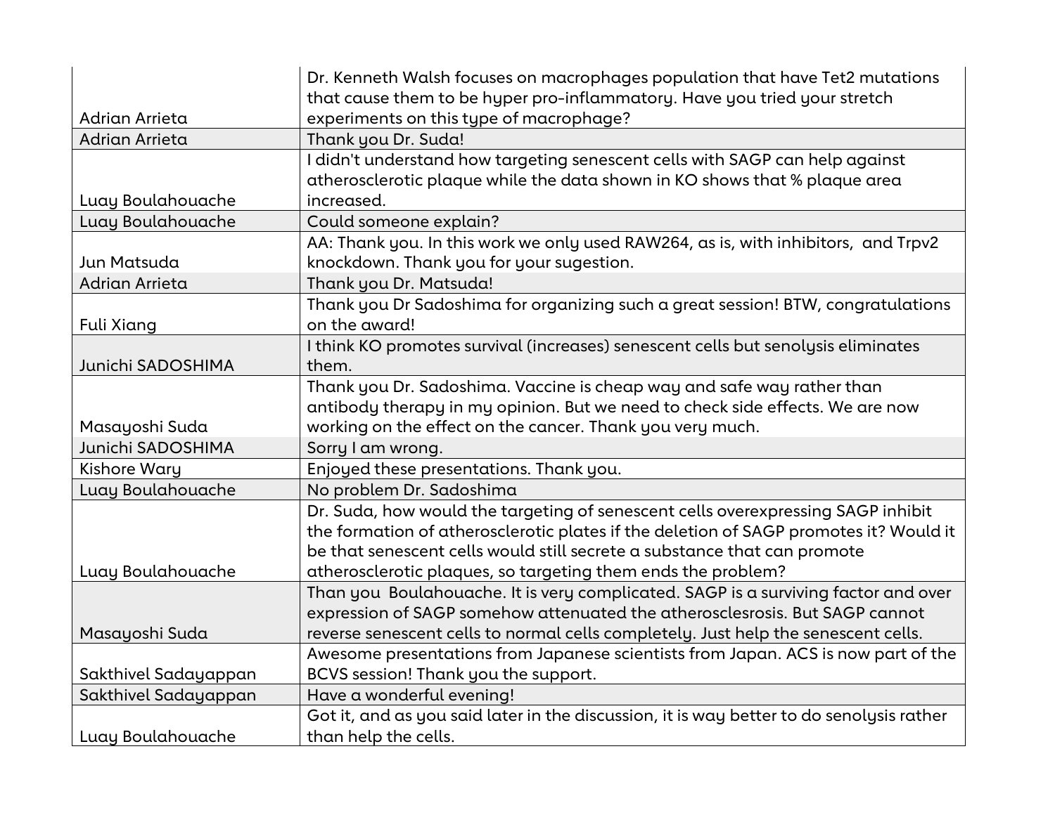| | |
|---|---|
| Adrian Arrieta | Dr. Kenneth Walsh focuses on macrophages population that have Tet2 mutations that cause them to be hyper pro-inflammatory. Have you tried your stretch experiments on this type of macrophage? |
| Adrian Arrieta | Thank you Dr. Suda! |
| Luay Boulahouache | I didn't understand how targeting senescent cells with SAGP can help against atherosclerotic plaque while the data shown in KO shows that % plaque area increased. |
| Luay Boulahouache | Could someone explain? |
| Jun Matsuda | AA: Thank you. In this work we only used RAW264, as is, with inhibitors, and Trpv2 knockdown. Thank you for your sugestion. |
| Adrian Arrieta | Thank you Dr. Matsuda! |
| Fuli Xiang | Thank you Dr Sadoshima for organizing such a great session! BTW, congratulations on the award! |
| Junichi SADOSHIMA | I think KO promotes survival (increases) senescent cells but senolysis eliminates them. |
| Masayoshi Suda | Thank you Dr. Sadoshima. Vaccine is cheap way and safe way rather than antibody therapy in my opinion. But we need to check side effects. We are now working on the effect on the cancer. Thank you very much. |
| Junichi SADOSHIMA | Sorry I am wrong. |
| Kishore Wary | Enjoyed these presentations. Thank you. |
| Luay Boulahouache | No problem Dr. Sadoshima |
| Luay Boulahouache | Dr. Suda, how would the targeting of senescent cells overexpressing SAGP inhibit the formation of atherosclerotic plates if the deletion of SAGP promotes it? Would it be that senescent cells would still secrete a substance that can promote atherosclerotic plaques, so targeting them ends the problem? |
| Masayoshi Suda | Than you Boulahouache. It is very complicated. SAGP is a surviving factor and over expression of SAGP somehow attenuated the atheroscleorosis. But SAGP cannot reverse senescent cells to normal cells completely. Just help the senescent cells. |
| Sakthivel Sadayappan | Awesome presentations from Japanese scientists from Japan. ACS is now part of the BCVS session! Thank you the support. |
| Sakthivel Sadayappan | Have a wonderful evening! |
| Luay Boulahouache | Got it, and as you said later in the discussion, it is way better to do senolysis rather than help the cells. |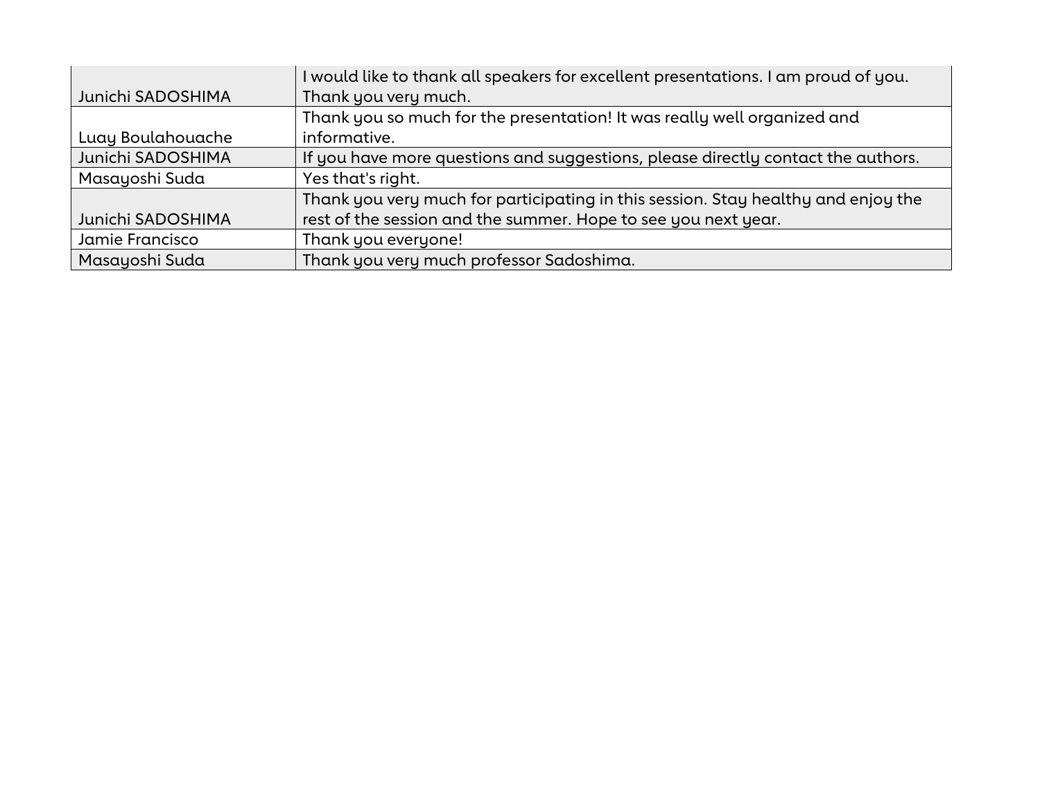| | |
|---|---|
| Junichi SADOSHIMA | I would like to thank all speakers for excellent presentations. I am proud of you. Thank you very much. |
| Luay Boulahouache | Thank you so much for the presentation! It was really well organized and informative. |
| Junichi SADOSHIMA | If you have more questions and suggestions, please directly contact the authors. |
| Masayoshi Suda | Yes that's right. |
| Junichi SADOSHIMA | Thank you very much for participating in this session. Stay healthy and enjoy the rest of the session and the summer. Hope to see you next year. |
| Jamie Francisco | Thank you everyone! |
| Masayoshi Suda | Thank you very much professor Sadoshima. |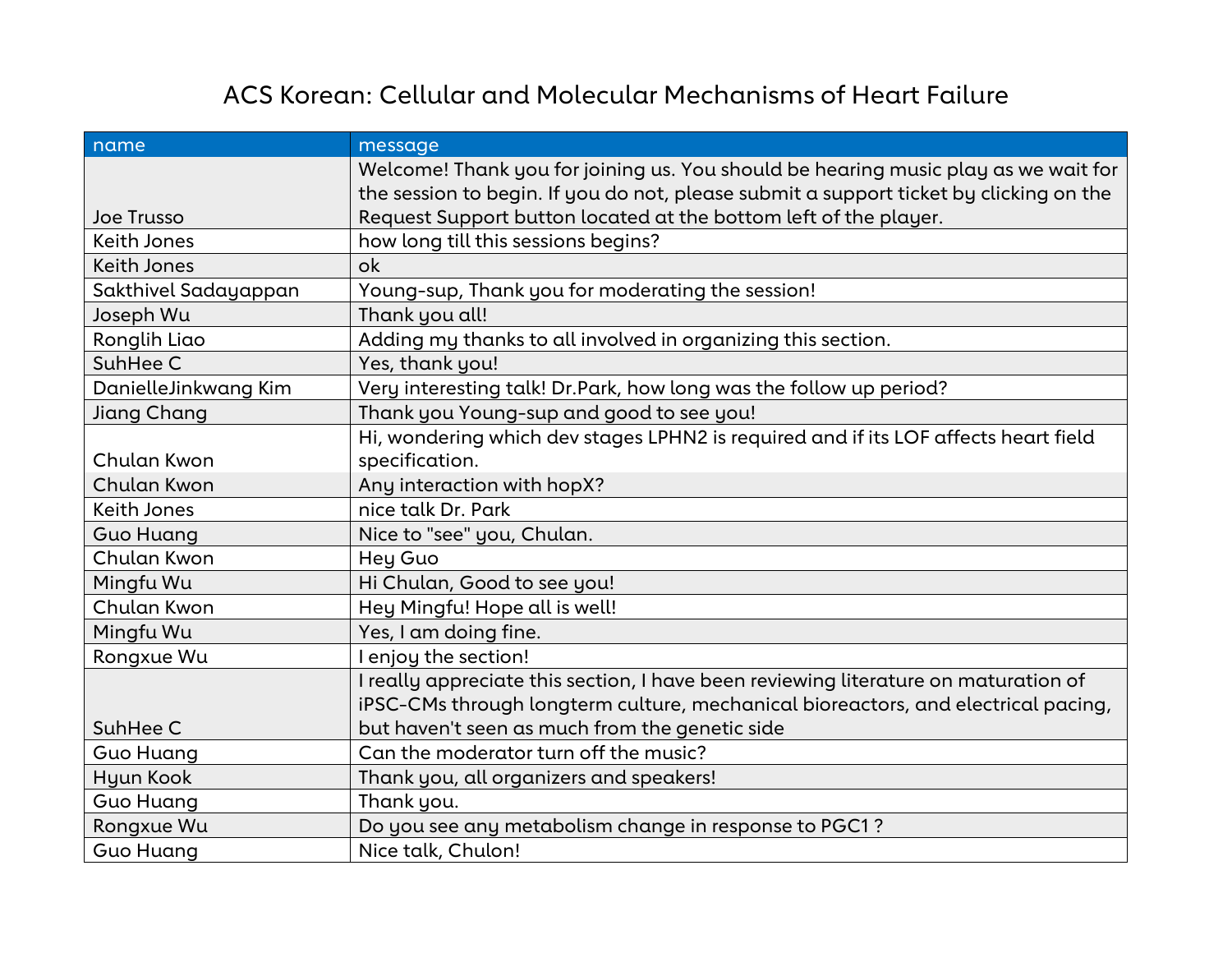# ACS Korean: Cellular and Molecular Mechanisms of Heart Failure

| name | message |
|---|---|
| Joe Trusso | Welcome! Thank you for joining us. You should be hearing music play as we wait for the session to begin. If you do not, please submit a support ticket by clicking on the Request Support button located at the bottom left of the player. |
| Keith Jones | how long till this sessions begins? |
| Keith Jones | ok |
| Sakthivel Sadayappan | Young-sup, Thank you for moderating the session! |
| Joseph Wu | Thank you all! |
| Ronglih Liao | Adding my thanks to all involved in organizing this section. |
| SuhHee C | Yes, thank you! |
| DanielleJinkwang Kim | Very interesting talk! Dr.Park, how long was the follow up period? |
| Jiang Chang | Thank you Young-sup and good to see you! |
| Chulan Kwon | Hi, wondering which dev stages LPHN2 is required and if its LOF affects heart field specification. |
| Chulan Kwon | Any interaction with hopX? |
| Keith Jones | nice talk Dr. Park |
| Guo Huang | Nice to "see" you, Chulan. |
| Chulan Kwon | Hey Guo |
| Mingfu Wu | Hi Chulan, Good to see you! |
| Chulan Kwon | Hey Mingfu! Hope all is well! |
| Mingfu Wu | Yes, I am doing fine. |
| Rongxue Wu | I enjoy the section! |
| SuhHee C | I really appreciate this section, I have been reviewing literature on maturation of iPSC-CMs through longterm culture, mechanical bioreactors, and electrical pacing, but haven't seen as much from the genetic side |
| Guo Huang | Can the moderator turn off the music? |
| Hyun Kook | Thank you, all organizers and speakers! |
| Guo Huang | Thank you. |
| Rongxue Wu | Do you see any metabolism change in response to PGC1 ? |
| Guo Huang | Nice talk, Chulon! |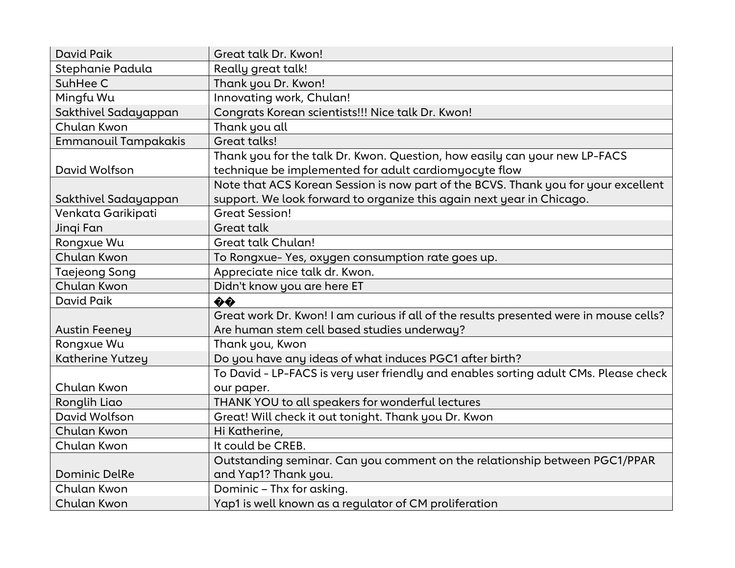| | |
|---|---|
| David Paik | Great talk Dr. Kwon! |
| Stephanie Padula | Really great talk! |
| SuhHee C | Thank you Dr. Kwon! |
| Mingfu Wu | Innovating work, Chulan! |
| Sakthivel Sadayappan | Congrats Korean scientists!!! Nice talk Dr. Kwon! |
| Chulan Kwon | Thank you all |
| Emmanouil Tampakakis | Great talks! |
| David Wolfson | Thank you for the talk Dr. Kwon. Question, how easily can your new LP-FACS technique be implemented for adult cardiomyocyte flow |
| Sakthivel Sadayappan | Note that ACS Korean Session is now part of the BCVS. Thank you for your excellent support. We look forward to organize this again next year in Chicago. |
| Venkata Garikipati | Great Session! |
| Jinqi Fan | Great talk |
| Rongxue Wu | Great talk Chulan! |
| Chulan Kwon | To Rongxue- Yes, oxygen consumption rate goes up. |
| Taejeong Song | Appreciate nice talk dr. Kwon. |
| Chulan Kwon | Didn't know you are here ET |
| David Paik | �� |
| Austin Feeney | Great work Dr. Kwon! I am curious if all of the results presented were in mouse cells? Are human stem cell based studies underway? |
| Rongxue Wu | Thank you, Kwon |
| Katherine Yutzey | Do you have any ideas of what induces PGC1 after birth? |
| Chulan Kwon | To David - LP-FACS is very user friendly and enables sorting adult CMs. Please check our paper. |
| Ronglih Liao | THANK YOU to all speakers for wonderful lectures |
| David Wolfson | Great! Will check it out tonight. Thank you Dr. Kwon |
| Chulan Kwon | Hi Katherine, |
| Chulan Kwon | It could be CREB. |
| Dominic DelRe | Outstanding seminar. Can you comment on the relationship between PGC1/PPAR and Yap1? Thank you. |
| Chulan Kwon | Dominic – Thx for asking. |
| Chulan Kwon | Yap1 is well known as a regulator of CM proliferation |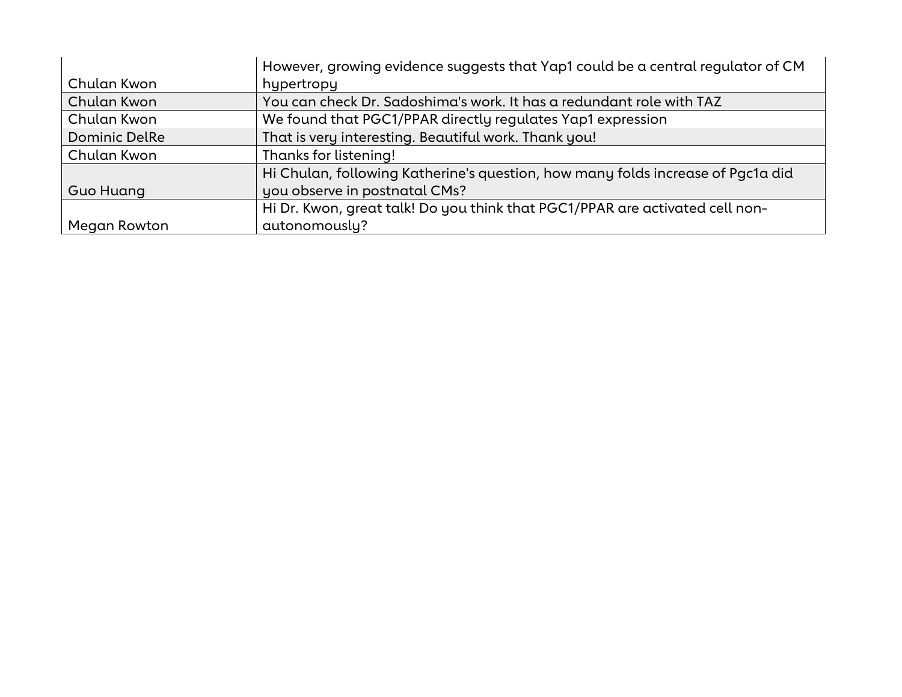| | |
|---|---|
| Chulan Kwon | However, growing evidence suggests that Yap1 could be a central regulator of CM hypertropy |
| Chulan Kwon | You can check Dr. Sadoshima's work. It has a redundant role with TAZ |
| Chulan Kwon | We found that PGC1/PPAR directly regulates Yap1 expression |
| Dominic DelRe | That is very interesting. Beautiful work. Thank you! |
| Chulan Kwon | Thanks for listening! |
| Guo Huang | Hi Chulan, following Katherine's question, how many folds increase of Pgc1a did you observe in postnatal CMs? |
| Megan Rowton | Hi Dr. Kwon, great talk! Do you think that PGC1/PPAR are activated cell non-autonomously? |